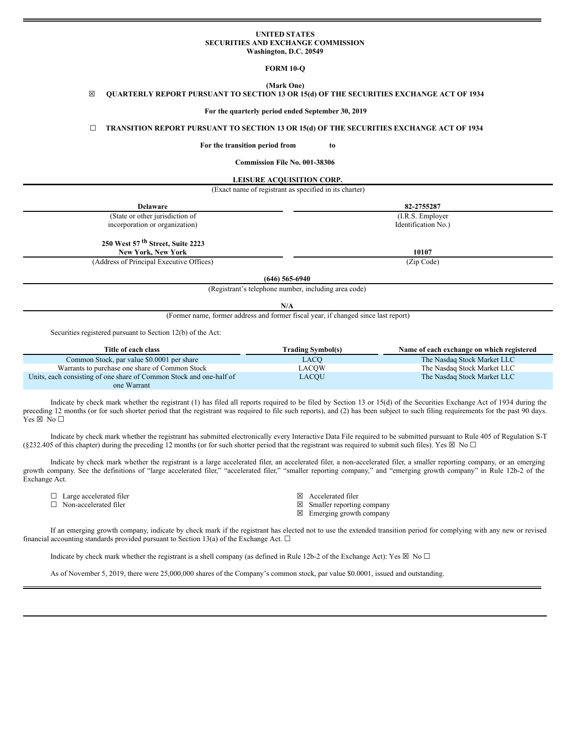**UNITED STATES**
**SECURITIES AND EXCHANGE COMMISSION**
**Washington, D.C. 20549**

**FORM 10-Q**

**(Mark One)**

☒ **QUARTERLY REPORT PURSUANT TO SECTION 13 OR 15(d) OF THE SECURITIES EXCHANGE ACT OF 1934**

**For the quarterly period ended September 30, 2019**

☐ **TRANSITION REPORT PURSUANT TO SECTION 13 OR 15(d) OF THE SECURITIES EXCHANGE ACT OF 1934**

**For the transition period from to**

**Commission File No. 001-38306**

**LEISURE ACQUISITION CORP.**

(Exact name of registrant as specified in its charter)

| **Delaware** | **82-2755287** |
|---|---|
| (State or other jurisdiction of incorporation or organization) | (I.R.S. Employer Identification No.) |
| **250 West 57th Street, Suite 2223 New York, New York** | **10107** |
| (Address of Principal Executive Offices) | (Zip Code) |

**(646) 565-6940**

(Registrant's telephone number, including area code)

**N/A**

(Former name, former address and former fiscal year, if changed since last report)

Securities registered pursuant to Section 12(b) of the Act:

| Title of each class | Trading Symbol(s) | Name of each exchange on which registered |
|---|---|---|
| Common Stock, par value $0.0001 per share | LACQ | The Nasdaq Stock Market LLC |
| Warrants to purchase one share of Common Stock | LACQW | The Nasdaq Stock Market LLC |
| Units, each consisting of one share of Common Stock and one-half of one Warrant | LACQU | The Nasdaq Stock Market LLC |

Indicate by check mark whether the registrant (1) has filed all reports required to be filed by Section 13 or 15(d) of the Securities Exchange Act of 1934 during the preceding 12 months (or for such shorter period that the registrant was required to file such reports), and (2) has been subject to such filing requirements for the past 90 days. Yes ☒ No ☐

Indicate by check mark whether the registrant has submitted electronically every Interactive Data File required to be submitted pursuant to Rule 405 of Regulation S-T (§232.405 of this chapter) during the preceding 12 months (or for such shorter period that the registrant was required to submit such files). Yes ☒ No ☐

Indicate by check mark whether the registrant is a large accelerated filer, an accelerated filer, a non-accelerated filer, a smaller reporting company, or an emerging growth company. See the definitions of "large accelerated filer," "accelerated filer," "smaller reporting company," and "emerging growth company" in Rule 12b-2 of the Exchange Act.

| | |
|---|---|
| ☐ Large accelerated filer | ☒ Accelerated filer |
| ☐ Non-accelerated filer | ☒ Smaller reporting company |
| | ☒ Emerging growth company |

If an emerging growth company, indicate by check mark if the registrant has elected not to use the extended transition period for complying with any new or revised financial accounting standards provided pursuant to Section 13(a) of the Exchange Act. ☐

Indicate by check mark whether the registrant is a shell company (as defined in Rule 12b-2 of the Exchange Act): Yes ☒ No ☐

As of November 5, 2019, there were 25,000,000 shares of the Company's common stock, par value $0.0001, issued and outstanding.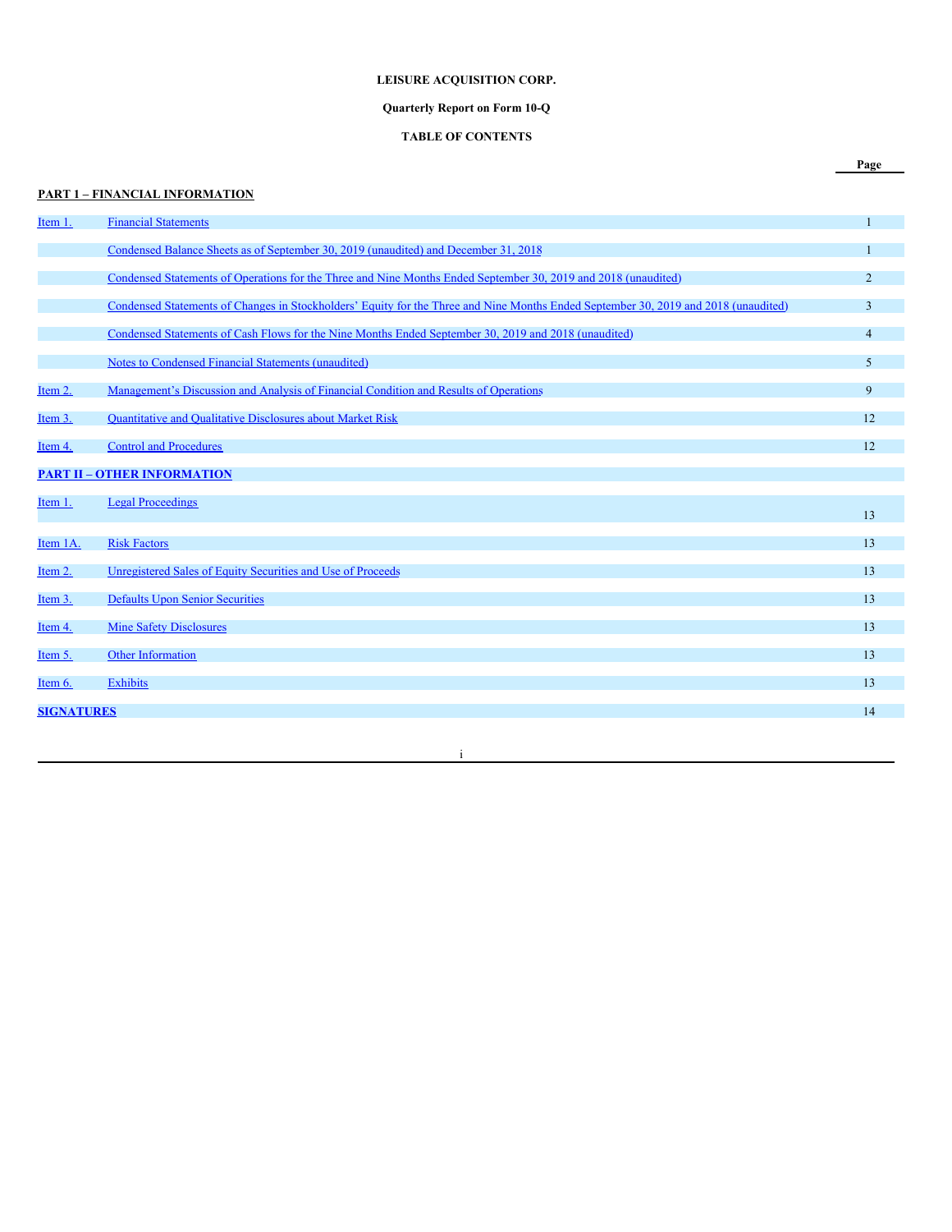**LEISURE ACQUISITION CORP.**

**Quarterly Report on Form 10-Q**

**TABLE OF CONTENTS**

| | | Page |
|---|---|---|
| **PART 1 – FINANCIAL INFORMATION** | | |
| Item 1. | Financial Statements | 1 |
| | Condensed Balance Sheets as of September 30, 2019 (unaudited) and December 31, 2018 | 1 |
| | Condensed Statements of Operations for the Three and Nine Months Ended September 30, 2019 and 2018 (unaudited) | 2 |
| | Condensed Statements of Changes in Stockholders' Equity for the Three and Nine Months Ended September 30, 2019 and 2018 (unaudited) | 3 |
| | Condensed Statements of Cash Flows for the Nine Months Ended September 30, 2019 and 2018 (unaudited) | 4 |
| | Notes to Condensed Financial Statements (unaudited) | 5 |
| Item 2. | Management's Discussion and Analysis of Financial Condition and Results of Operations | 9 |
| Item 3. | Quantitative and Qualitative Disclosures about Market Risk | 12 |
| Item 4. | Control and Procedures | 12 |
| **PART II – OTHER INFORMATION** | | |
| Item 1. | Legal Proceedings | 13 |
| Item 1A. | Risk Factors | 13 |
| Item 2. | Unregistered Sales of Equity Securities and Use of Proceeds | 13 |
| Item 3. | Defaults Upon Senior Securities | 13 |
| Item 4. | Mine Safety Disclosures | 13 |
| Item 5. | Other Information | 13 |
| Item 6. | Exhibits | 13 |
| **SIGNATURES** | | 14 |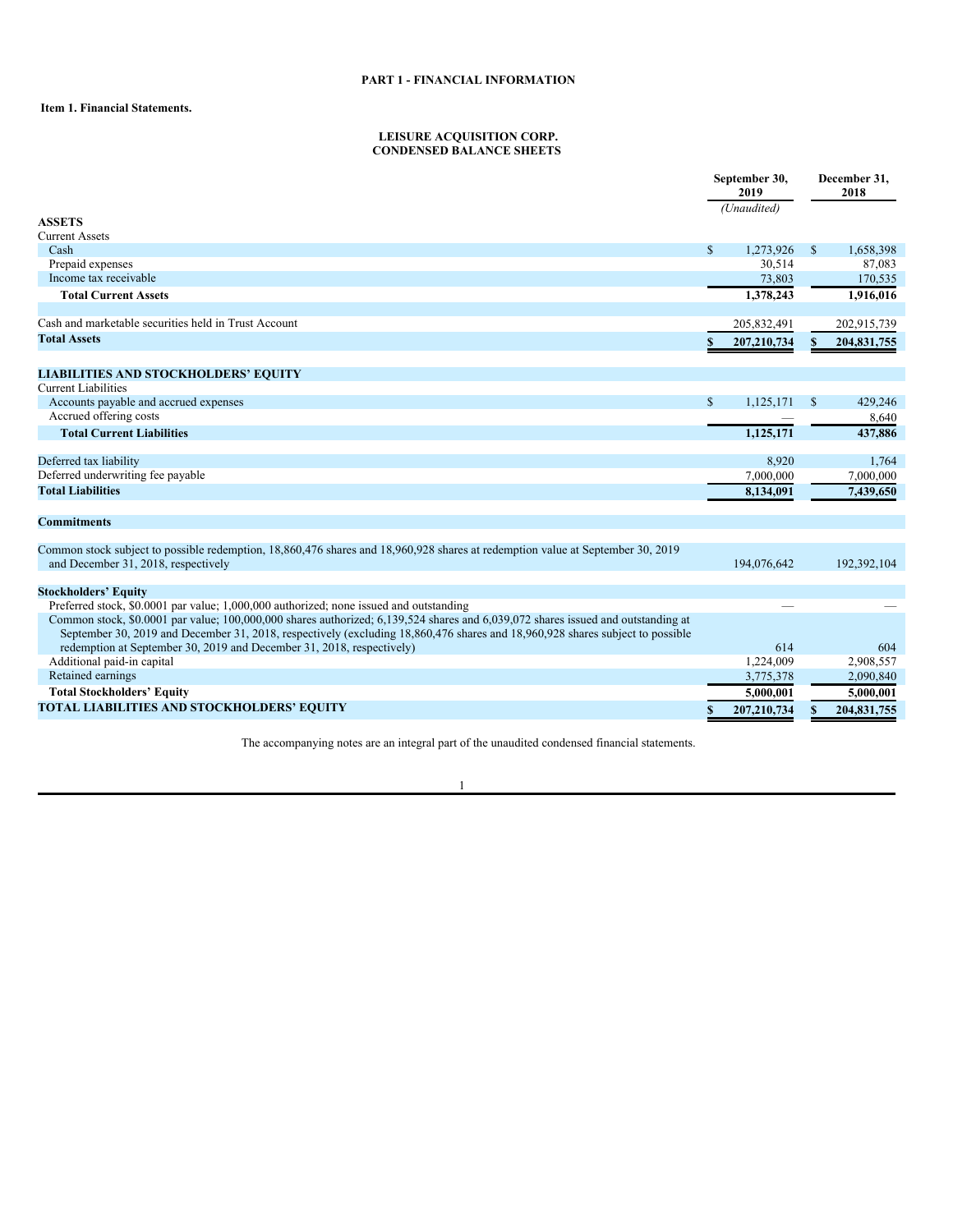**PART 1 - FINANCIAL INFORMATION**

**Item 1. Financial Statements.**

**LEISURE ACQUISITION CORP.**
**CONDENSED BALANCE SHEETS**

| | September 30, 2019 | December 31, 2018 |
|---|---|---|
| | *(Unaudited)* | |
| **ASSETS** | | |
| Current Assets | | |
| Cash | $ 1,273,926 | $ 1,658,398 |
| Prepaid expenses | 30,514 | 87,083 |
| Income tax receivable | 73,803 | 170,535 |
| **Total Current Assets** | **1,378,243** | **1,916,016** |
| | | |
| Cash and marketable securities held in Trust Account | 205,832,491 | 202,915,739 |
| **Total Assets** | **$ 207,210,734** | **$ 204,831,755** |
| | | |
| **LIABILITIES AND STOCKHOLDERS' EQUITY** | | |
| Current Liabilities | | |
| Accounts payable and accrued expenses | $ 1,125,171 | $ 429,246 |
| Accrued offering costs | — | 8,640 |
| **Total Current Liabilities** | **1,125,171** | **437,886** |
| | | |
| Deferred tax liability | 8,920 | 1,764 |
| Deferred underwriting fee payable | 7,000,000 | 7,000,000 |
| **Total Liabilities** | **8,134,091** | **7,439,650** |
| | | |
| **Commitments** | | |
| | | |
| Common stock subject to possible redemption, 18,860,476 shares and 18,960,928 shares at redemption value at September 30, 2019 and December 31, 2018, respectively | 194,076,642 | 192,392,104 |
| | | |
| **Stockholders' Equity** | | |
| Preferred stock, $0.0001 par value; 1,000,000 authorized; none issued and outstanding | — | — |
| Common stock, $0.0001 par value; 100,000,000 shares authorized; 6,139,524 shares and 6,039,072 shares issued and outstanding at September 30, 2019 and December 31, 2018, respectively (excluding 18,860,476 shares and 18,960,928 shares subject to possible redemption at September 30, 2019 and December 31, 2018, respectively) | 614 | 604 |
| Additional paid-in capital | 1,224,009 | 2,908,557 |
| Retained earnings | 3,775,378 | 2,090,840 |
| **Total Stockholders' Equity** | **5,000,001** | **5,000,001** |
| **TOTAL LIABILITIES AND STOCKHOLDERS' EQUITY** | **$ 207,210,734** | **$ 204,831,755** |

The accompanying notes are an integral part of the unaudited condensed financial statements.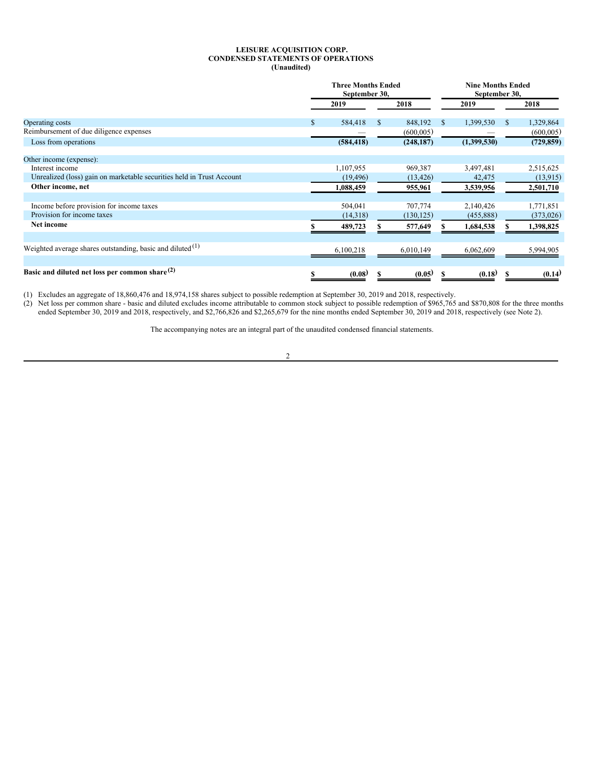**LEISURE ACQUISITION CORP.**
**CONDENSED STATEMENTS OF OPERATIONS**
**(Unaudited)**

| | Three Months Ended September 30, | | Nine Months Ended September 30, | |
|---|---|---|---|---|
| | 2019 | 2018 | 2019 | 2018 |
| Operating costs | $ 584,418 | $ 848,192 | $ 1,399,530 | $ 1,329,864 |
| Reimbursement of due diligence expenses | — | (600,005) | — | (600,005) |
| Loss from operations | (584,418) | (248,187) | (1,399,530) | (729,859) |
| | | | | |
| Other income (expense): | | | | |
| Interest income | 1,107,955 | 969,387 | 3,497,481 | 2,515,625 |
| Unrealized (loss) gain on marketable securities held in Trust Account | (19,496) | (13,426) | 42,475 | (13,915) |
| **Other income, net** | **1,088,459** | **955,961** | **3,539,956** | **2,501,710** |
| | | | | |
| Income before provision for income taxes | 504,041 | 707,774 | 2,140,426 | 1,771,851 |
| Provision for income taxes | (14,318) | (130,125) | (455,888) | (373,026) |
| **Net income** | **$ 489,723** | **$ 577,649** | **$ 1,684,538** | **$ 1,398,825** |
| | | | | |
| Weighted average shares outstanding, basic and diluted [(1)] | 6,100,218 | 6,010,149 | 6,062,609 | 5,994,905 |
| | | | | |
| **Basic and diluted net loss per common share [(2)]** | **$ (0.08)** | **$ (0.05)** | **$ (0.18)** | **$ (0.14)** |

(1) Excludes an aggregate of 18,860,476 and 18,974,158 shares subject to possible redemption at September 30, 2019 and 2018, respectively.

(2) Net loss per common share - basic and diluted excludes income attributable to common stock subject to possible redemption of $965,765 and $870,808 for the three months ended September 30, 2019 and 2018, respectively, and $2,766,826 and $2,265,679 for the nine months ended September 30, 2019 and 2018, respectively (see Note 2).

The accompanying notes are an integral part of the unaudited condensed financial statements.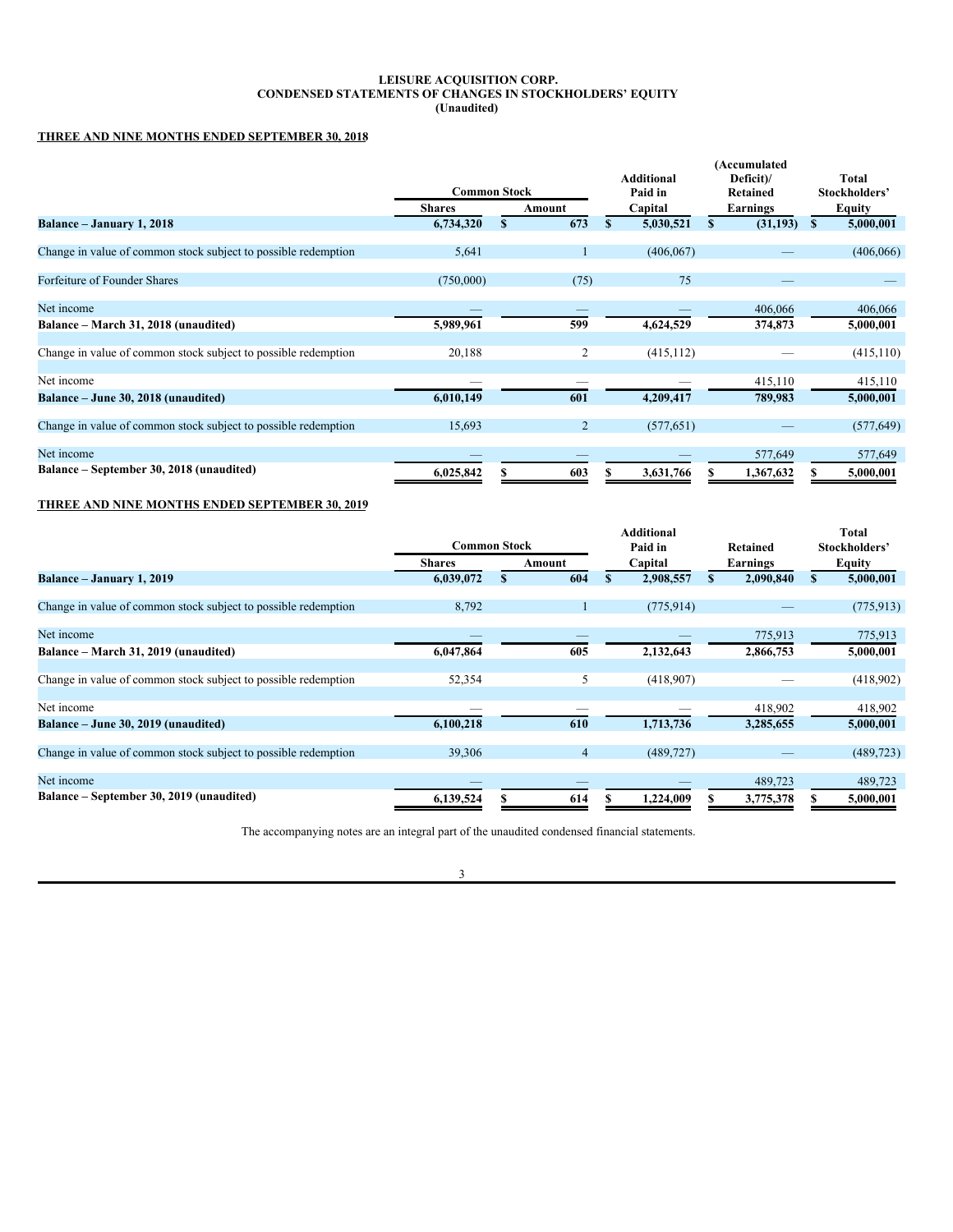**LEISURE ACQUISITION CORP.**
**CONDENSED STATEMENTS OF CHANGES IN STOCKHOLDERS' EQUITY**
**(Unaudited)**

**THREE AND NINE MONTHS ENDED SEPTEMBER 30, 2018**

| | Common Stock | | Additional Paid in Capital | (Accumulated Deficit)/ Retained Earnings | Total Stockholders' Equity |
|---|---|---|---|---|---|
| | Shares | Amount | | | |
| **Balance – January 1, 2018** | **6,734,320** | **$ 673** | **$ 5,030,521** | **$ (31,193)** | **$ 5,000,001** |
| Change in value of common stock subject to possible redemption | 5,641 | 1 | (406,067) | — | (406,066) |
| Forfeiture of Founder Shares | (750,000) | (75) | 75 | — | — |
| Net income | — | — | — | 406,066 | 406,066 |
| **Balance – March 31, 2018 (unaudited)** | **5,989,961** | **599** | **4,624,529** | **374,873** | **5,000,001** |
| Change in value of common stock subject to possible redemption | 20,188 | 2 | (415,112) | — | (415,110) |
| Net income | — | — | — | 415,110 | 415,110 |
| **Balance – June 30, 2018 (unaudited)** | **6,010,149** | **601** | **4,209,417** | **789,983** | **5,000,001** |
| Change in value of common stock subject to possible redemption | 15,693 | 2 | (577,651) | — | (577,649) |
| Net income | — | — | — | 577,649 | 577,649 |
| **Balance – September 30, 2018 (unaudited)** | **6,025,842** | **$ 603** | **$ 3,631,766** | **$ 1,367,632** | **$ 5,000,001** |

**THREE AND NINE MONTHS ENDED SEPTEMBER 30, 2019**

| | Common Stock | | Additional Paid in Capital | Retained Earnings | Total Stockholders' Equity |
|---|---|---|---|---|---|
| | Shares | Amount | | | |
| **Balance – January 1, 2019** | **6,039,072** | **$ 604** | **$ 2,908,557** | **$ 2,090,840** | **$ 5,000,001** |
| Change in value of common stock subject to possible redemption | 8,792 | 1 | (775,914) | — | (775,913) |
| Net income | — | — | — | 775,913 | 775,913 |
| **Balance – March 31, 2019 (unaudited)** | **6,047,864** | **605** | **2,132,643** | **2,866,753** | **5,000,001** |
| Change in value of common stock subject to possible redemption | 52,354 | 5 | (418,907) | — | (418,902) |
| Net income | — | — | — | 418,902 | 418,902 |
| **Balance – June 30, 2019 (unaudited)** | **6,100,218** | **610** | **1,713,736** | **3,285,655** | **5,000,001** |
| Change in value of common stock subject to possible redemption | 39,306 | 4 | (489,727) | — | (489,723) |
| Net income | — | — | — | 489,723 | 489,723 |
| **Balance – September 30, 2019 (unaudited)** | **6,139,524** | **$ 614** | **$ 1,224,009** | **$ 3,775,378** | **$ 5,000,001** |

The accompanying notes are an integral part of the unaudited condensed financial statements.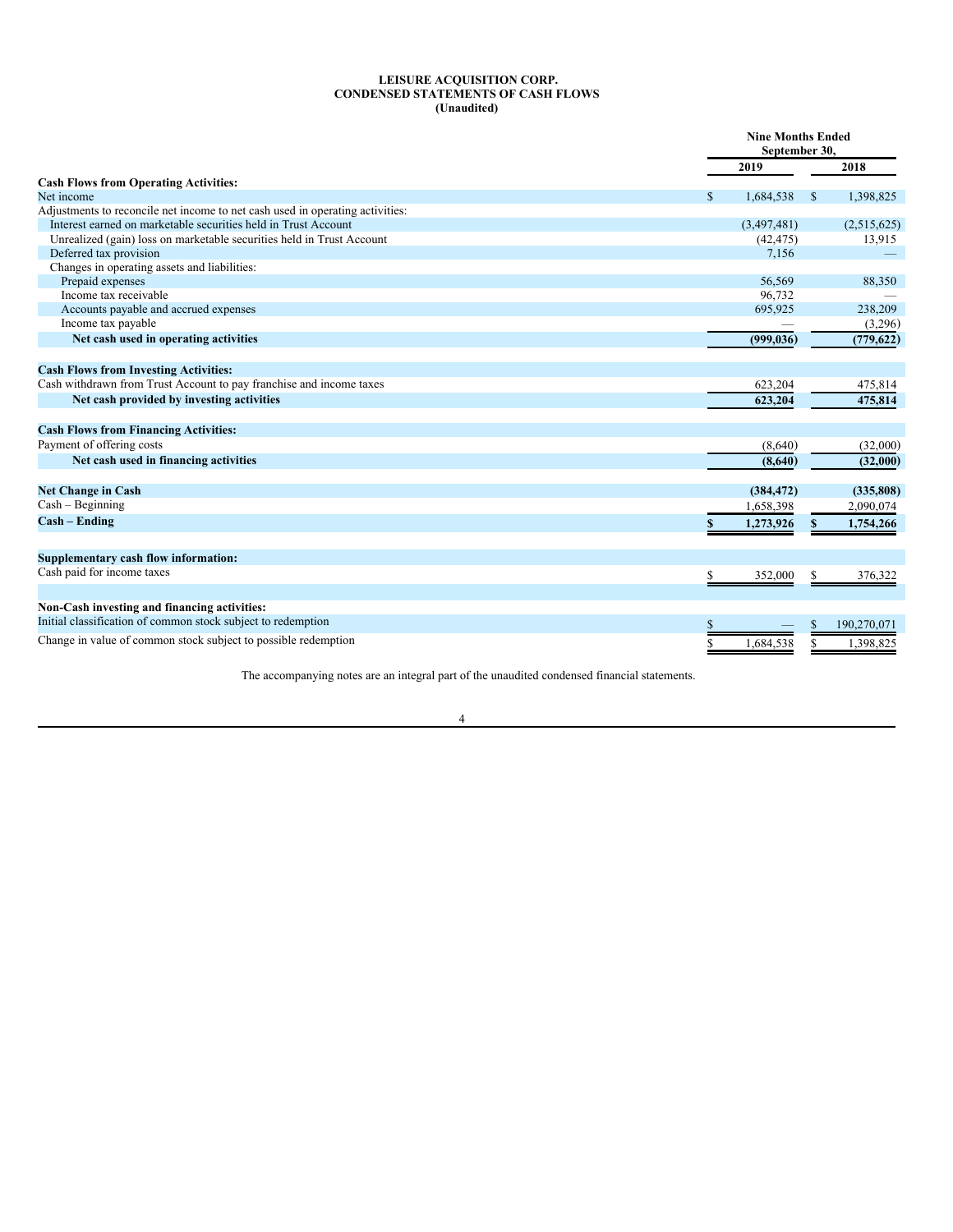**LEISURE ACQUISITION CORP.**
**CONDENSED STATEMENTS OF CASH FLOWS**
**(Unaudited)**

| | Nine Months Ended September 30, | |
|---|---|---|
| | 2019 | 2018 |
| **Cash Flows from Operating Activities:** | | |
| Net income | $ 1,684,538 | $ 1,398,825 |
| Adjustments to reconcile net income to net cash used in operating activities: | | |
| Interest earned on marketable securities held in Trust Account | (3,497,481) | (2,515,625) |
| Unrealized (gain) loss on marketable securities held in Trust Account | (42,475) | 13,915 |
| Deferred tax provision | 7,156 | — |
| Changes in operating assets and liabilities: | | |
| Prepaid expenses | 56,569 | 88,350 |
| Income tax receivable | 96,732 | — |
| Accounts payable and accrued expenses | 695,925 | 238,209 |
| Income tax payable | — | (3,296) |
| **Net cash used in operating activities** | **(999,036)** | **(779,622)** |
| | | |
| **Cash Flows from Investing Activities:** | | |
| Cash withdrawn from Trust Account to pay franchise and income taxes | 623,204 | 475,814 |
| **Net cash provided by investing activities** | **623,204** | **475,814** |
| | | |
| **Cash Flows from Financing Activities:** | | |
| Payment of offering costs | (8,640) | (32,000) |
| **Net cash used in financing activities** | **(8,640)** | **(32,000)** |
| | | |
| **Net Change in Cash** | **(384,472)** | **(335,808)** |
| Cash – Beginning | 1,658,398 | 2,090,074 |
| **Cash – Ending** | **$ 1,273,926** | **$ 1,754,266** |
| | | |
| **Supplementary cash flow information:** | | |
| Cash paid for income taxes | $ 352,000 | $ 376,322 |
| | | |
| **Non-Cash investing and financing activities:** | | |
| Initial classification of common stock subject to redemption | $ — | $ 190,270,071 |
| Change in value of common stock subject to possible redemption | $ 1,684,538 | $ 1,398,825 |

The accompanying notes are an integral part of the unaudited condensed financial statements.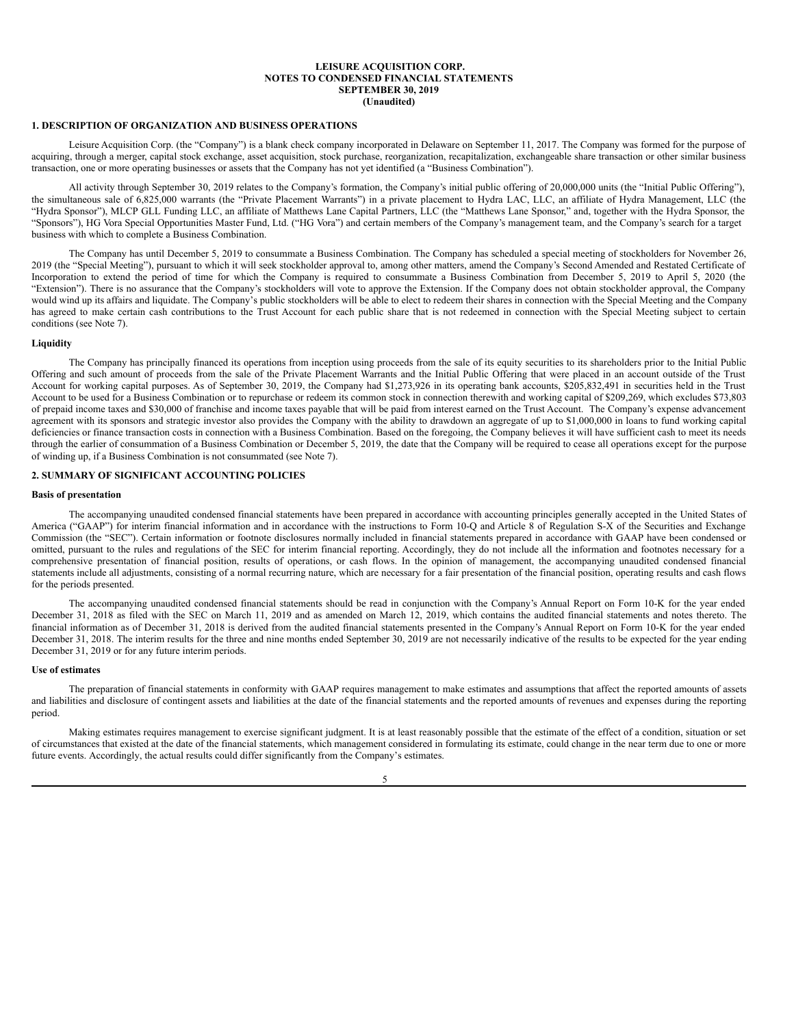**LEISURE ACQUISITION CORP.**
**NOTES TO CONDENSED FINANCIAL STATEMENTS**
**SEPTEMBER 30, 2019**
**(Unaudited)**

## 1. DESCRIPTION OF ORGANIZATION AND BUSINESS OPERATIONS

Leisure Acquisition Corp. (the "Company") is a blank check company incorporated in Delaware on September 11, 2017. The Company was formed for the purpose of acquiring, through a merger, capital stock exchange, asset acquisition, stock purchase, reorganization, recapitalization, exchangeable share transaction or other similar business transaction, one or more operating businesses or assets that the Company has not yet identified (a "Business Combination").

All activity through September 30, 2019 relates to the Company's formation, the Company's initial public offering of 20,000,000 units (the "Initial Public Offering"), the simultaneous sale of 6,825,000 warrants (the "Private Placement Warrants") in a private placement to Hydra LAC, LLC, an affiliate of Hydra Management, LLC (the "Hydra Sponsor"), MLCP GLL Funding LLC, an affiliate of Matthews Lane Capital Partners, LLC (the "Matthews Lane Sponsor," and, together with the Hydra Sponsor, the "Sponsors"), HG Vora Special Opportunities Master Fund, Ltd. ("HG Vora") and certain members of the Company's management team, and the Company's search for a target business with which to complete a Business Combination.

The Company has until December 5, 2019 to consummate a Business Combination. The Company has scheduled a special meeting of stockholders for November 26, 2019 (the "Special Meeting"), pursuant to which it will seek stockholder approval to, among other matters, amend the Company's Second Amended and Restated Certificate of Incorporation to extend the period of time for which the Company is required to consummate a Business Combination from December 5, 2019 to April 5, 2020 (the "Extension"). There is no assurance that the Company's stockholders will vote to approve the Extension. If the Company does not obtain stockholder approval, the Company would wind up its affairs and liquidate. The Company's public stockholders will be able to elect to redeem their shares in connection with the Special Meeting and the Company has agreed to make certain cash contributions to the Trust Account for each public share that is not redeemed in connection with the Special Meeting subject to certain conditions (see Note 7).

### Liquidity

The Company has principally financed its operations from inception using proceeds from the sale of its equity securities to its shareholders prior to the Initial Public Offering and such amount of proceeds from the sale of the Private Placement Warrants and the Initial Public Offering that were placed in an account outside of the Trust Account for working capital purposes. As of September 30, 2019, the Company had $1,273,926 in its operating bank accounts, $205,832,491 in securities held in the Trust Account to be used for a Business Combination or to repurchase or redeem its common stock in connection therewith and working capital of $209,269, which excludes $73,803 of prepaid income taxes and $30,000 of franchise and income taxes payable that will be paid from interest earned on the Trust Account. The Company's expense advancement agreement with its sponsors and strategic investor also provides the Company with the ability to drawdown an aggregate of up to $1,000,000 in loans to fund working capital deficiencies or finance transaction costs in connection with a Business Combination. Based on the foregoing, the Company believes it will have sufficient cash to meet its needs through the earlier of consummation of a Business Combination or December 5, 2019, the date that the Company will be required to cease all operations except for the purpose of winding up, if a Business Combination is not consummated (see Note 7).

## 2. SUMMARY OF SIGNIFICANT ACCOUNTING POLICIES

### Basis of presentation

The accompanying unaudited condensed financial statements have been prepared in accordance with accounting principles generally accepted in the United States of America ("GAAP") for interim financial information and in accordance with the instructions to Form 10-Q and Article 8 of Regulation S-X of the Securities and Exchange Commission (the "SEC"). Certain information or footnote disclosures normally included in financial statements prepared in accordance with GAAP have been condensed or omitted, pursuant to the rules and regulations of the SEC for interim financial reporting. Accordingly, they do not include all the information and footnotes necessary for a comprehensive presentation of financial position, results of operations, or cash flows. In the opinion of management, the accompanying unaudited condensed financial statements include all adjustments, consisting of a normal recurring nature, which are necessary for a fair presentation of the financial position, operating results and cash flows for the periods presented.

The accompanying unaudited condensed financial statements should be read in conjunction with the Company's Annual Report on Form 10-K for the year ended December 31, 2018 as filed with the SEC on March 11, 2019 and as amended on March 12, 2019, which contains the audited financial statements and notes thereto. The financial information as of December 31, 2018 is derived from the audited financial statements presented in the Company's Annual Report on Form 10-K for the year ended December 31, 2018. The interim results for the three and nine months ended September 30, 2019 are not necessarily indicative of the results to be expected for the year ending December 31, 2019 or for any future interim periods.

### Use of estimates

The preparation of financial statements in conformity with GAAP requires management to make estimates and assumptions that affect the reported amounts of assets and liabilities and disclosure of contingent assets and liabilities at the date of the financial statements and the reported amounts of revenues and expenses during the reporting period.

Making estimates requires management to exercise significant judgment. It is at least reasonably possible that the estimate of the effect of a condition, situation or set of circumstances that existed at the date of the financial statements, which management considered in formulating its estimate, could change in the near term due to one or more future events. Accordingly, the actual results could differ significantly from the Company's estimates.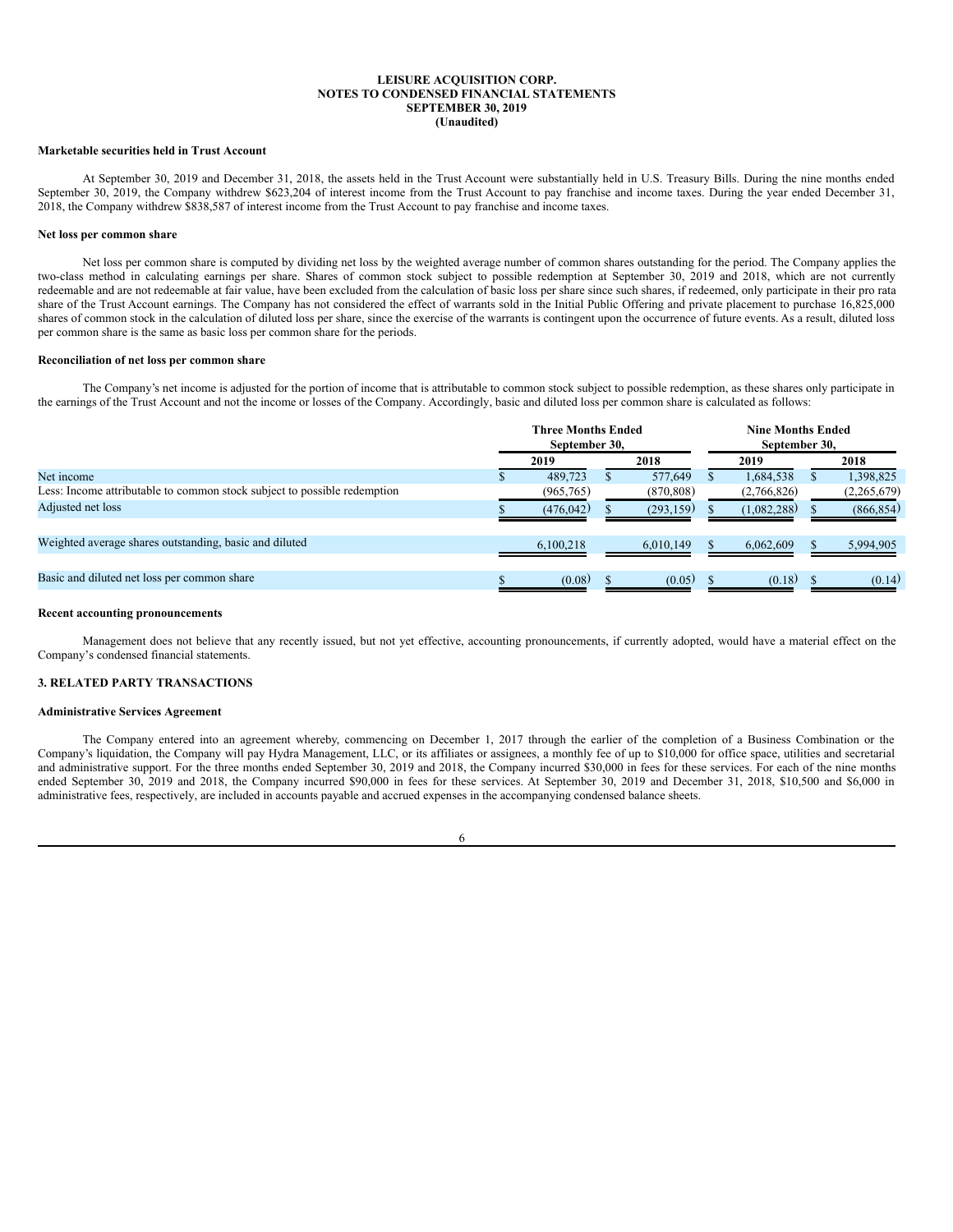**LEISURE ACQUISITION CORP.**
**NOTES TO CONDENSED FINANCIAL STATEMENTS**
**SEPTEMBER 30, 2019**
**(Unaudited)**

**Marketable securities held in Trust Account**

At September 30, 2019 and December 31, 2018, the assets held in the Trust Account were substantially held in U.S. Treasury Bills. During the nine months ended September 30, 2019, the Company withdrew $623,204 of interest income from the Trust Account to pay franchise and income taxes. During the year ended December 31, 2018, the Company withdrew $838,587 of interest income from the Trust Account to pay franchise and income taxes.

**Net loss per common share**

Net loss per common share is computed by dividing net loss by the weighted average number of common shares outstanding for the period. The Company applies the two-class method in calculating earnings per share. Shares of common stock subject to possible redemption at September 30, 2019 and 2018, which are not currently redeemable and are not redeemable at fair value, have been excluded from the calculation of basic loss per share since such shares, if redeemed, only participate in their pro rata share of the Trust Account earnings. The Company has not considered the effect of warrants sold in the Initial Public Offering and private placement to purchase 16,825,000 shares of common stock in the calculation of diluted loss per share, since the exercise of the warrants is contingent upon the occurrence of future events. As a result, diluted loss per common share is the same as basic loss per common share for the periods.

**Reconciliation of net loss per common share**

The Company's net income is adjusted for the portion of income that is attributable to common stock subject to possible redemption, as these shares only participate in the earnings of the Trust Account and not the income or losses of the Company. Accordingly, basic and diluted loss per common share is calculated as follows:

| | Three Months Ended September 30, | | Nine Months Ended September 30, | |
|---|---|---|---|---|
| | 2019 | 2018 | 2019 | 2018 |
| Net income | $ 489,723 | $ 577,649 | $ 1,684,538 | $ 1,398,825 |
| Less: Income attributable to common stock subject to possible redemption | (965,765) | (870,808) | (2,766,826) | (2,265,679) |
| Adjusted net loss | $ (476,042) | $ (293,159) | $ (1,082,288) | $ (866,854) |
| Weighted average shares outstanding, basic and diluted | 6,100,218 | 6,010,149 | $ 6,062,609 | $ 5,994,905 |
| Basic and diluted net loss per common share | $ (0.08) | $ (0.05) | $ (0.18) | $ (0.14) |

**Recent accounting pronouncements**

Management does not believe that any recently issued, but not yet effective, accounting pronouncements, if currently adopted, would have a material effect on the Company's condensed financial statements.

**3. RELATED PARTY TRANSACTIONS**

**Administrative Services Agreement**

The Company entered into an agreement whereby, commencing on December 1, 2017 through the earlier of the completion of a Business Combination or the Company's liquidation, the Company will pay Hydra Management, LLC, or its affiliates or assignees, a monthly fee of up to $10,000 for office space, utilities and secretarial and administrative support. For the three months ended September 30, 2019 and 2018, the Company incurred $30,000 in fees for these services. For each of the nine months ended September 30, 2019 and 2018, the Company incurred $90,000 in fees for these services. At September 30, 2019 and December 31, 2018, $10,500 and $6,000 in administrative fees, respectively, are included in accounts payable and accrued expenses in the accompanying condensed balance sheets.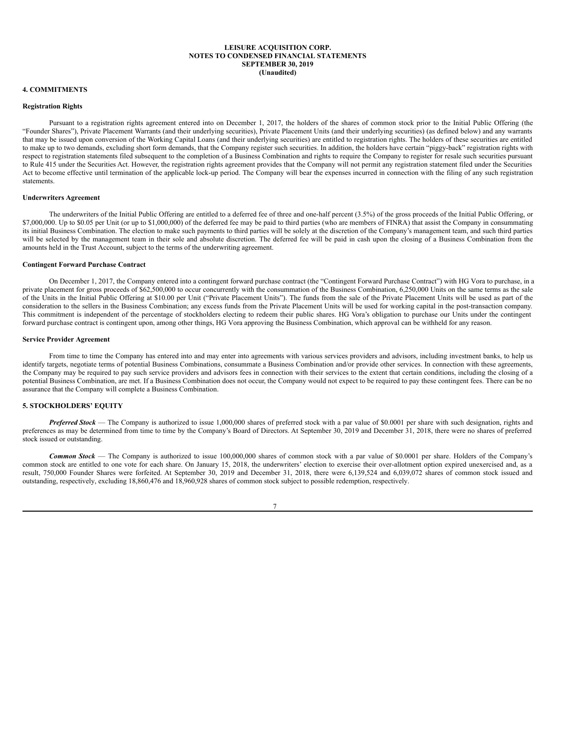**LEISURE ACQUISITION CORP.**
**NOTES TO CONDENSED FINANCIAL STATEMENTS**
**SEPTEMBER 30, 2019**
**(Unaudited)**

## 4. COMMITMENTS

### Registration Rights

Pursuant to a registration rights agreement entered into on December 1, 2017, the holders of the shares of common stock prior to the Initial Public Offering (the "Founder Shares"), Private Placement Warrants (and their underlying securities), Private Placement Units (and their underlying securities) (as defined below) and any warrants that may be issued upon conversion of the Working Capital Loans (and their underlying securities) are entitled to registration rights. The holders of these securities are entitled to make up to two demands, excluding short form demands, that the Company register such securities. In addition, the holders have certain "piggy-back" registration rights with respect to registration statements filed subsequent to the completion of a Business Combination and rights to require the Company to register for resale such securities pursuant to Rule 415 under the Securities Act. However, the registration rights agreement provides that the Company will not permit any registration statement filed under the Securities Act to become effective until termination of the applicable lock-up period. The Company will bear the expenses incurred in connection with the filing of any such registration statements.

### Underwriters Agreement

The underwriters of the Initial Public Offering are entitled to a deferred fee of three and one-half percent (3.5%) of the gross proceeds of the Initial Public Offering, or $7,000,000. Up to $0.05 per Unit (or up to $1,000,000) of the deferred fee may be paid to third parties (who are members of FINRA) that assist the Company in consummating its initial Business Combination. The election to make such payments to third parties will be solely at the discretion of the Company's management team, and such third parties will be selected by the management team in their sole and absolute discretion. The deferred fee will be paid in cash upon the closing of a Business Combination from the amounts held in the Trust Account, subject to the terms of the underwriting agreement.

### Contingent Forward Purchase Contract

On December 1, 2017, the Company entered into a contingent forward purchase contract (the "Contingent Forward Purchase Contract") with HG Vora to purchase, in a private placement for gross proceeds of $62,500,000 to occur concurrently with the consummation of the Business Combination, 6,250,000 Units on the same terms as the sale of the Units in the Initial Public Offering at $10.00 per Unit ("Private Placement Units"). The funds from the sale of the Private Placement Units will be used as part of the consideration to the sellers in the Business Combination; any excess funds from the Private Placement Units will be used for working capital in the post-transaction company. This commitment is independent of the percentage of stockholders electing to redeem their public shares. HG Vora's obligation to purchase our Units under the contingent forward purchase contract is contingent upon, among other things, HG Vora approving the Business Combination, which approval can be withheld for any reason.

### Service Provider Agreement

From time to time the Company has entered into and may enter into agreements with various services providers and advisors, including investment banks, to help us identify targets, negotiate terms of potential Business Combinations, consummate a Business Combination and/or provide other services. In connection with these agreements, the Company may be required to pay such service providers and advisors fees in connection with their services to the extent that certain conditions, including the closing of a potential Business Combination, are met. If a Business Combination does not occur, the Company would not expect to be required to pay these contingent fees. There can be no assurance that the Company will complete a Business Combination.

## 5. STOCKHOLDERS' EQUITY

***Preferred Stock*** — The Company is authorized to issue 1,000,000 shares of preferred stock with a par value of $0.0001 per share with such designation, rights and preferences as may be determined from time to time by the Company's Board of Directors. At September 30, 2019 and December 31, 2018, there were no shares of preferred stock issued or outstanding.

***Common Stock*** — The Company is authorized to issue 100,000,000 shares of common stock with a par value of $0.0001 per share. Holders of the Company's common stock are entitled to one vote for each share. On January 15, 2018, the underwriters' election to exercise their over-allotment option expired unexercised and, as a result, 750,000 Founder Shares were forfeited. At September 30, 2019 and December 31, 2018, there were 6,139,524 and 6,039,072 shares of common stock issued and outstanding, respectively, excluding 18,860,476 and 18,960,928 shares of common stock subject to possible redemption, respectively.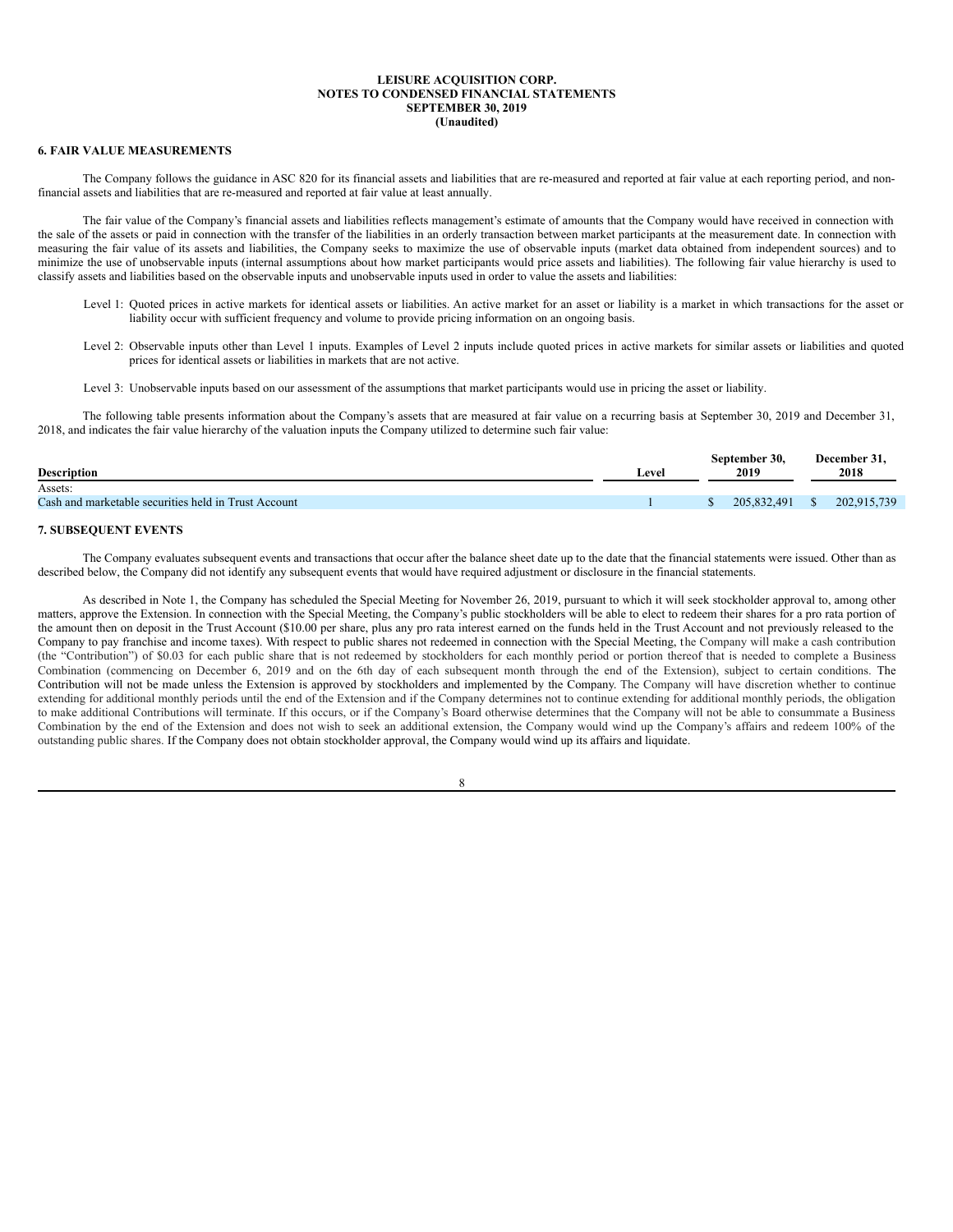## 6. FAIR VALUE MEASUREMENTS

The Company follows the guidance in ASC 820 for its financial assets and liabilities that are re-measured and reported at fair value at each reporting period, and non-financial assets and liabilities that are re-measured and reported at fair value at least annually.

The fair value of the Company's financial assets and liabilities reflects management's estimate of amounts that the Company would have received in connection with the sale of the assets or paid in connection with the transfer of the liabilities in an orderly transaction between market participants at the measurement date. In connection with measuring the fair value of its assets and liabilities, the Company seeks to maximize the use of observable inputs (market data obtained from independent sources) and to minimize the use of unobservable inputs (internal assumptions about how market participants would price assets and liabilities). The following fair value hierarchy is used to classify assets and liabilities based on the observable inputs and unobservable inputs used in order to value the assets and liabilities:

Level 1: Quoted prices in active markets for identical assets or liabilities. An active market for an asset or liability is a market in which transactions for the asset or liability occur with sufficient frequency and volume to provide pricing information on an ongoing basis.

Level 2: Observable inputs other than Level 1 inputs. Examples of Level 2 inputs include quoted prices in active markets for similar assets or liabilities and quoted prices for identical assets or liabilities in markets that are not active.

Level 3: Unobservable inputs based on our assessment of the assumptions that market participants would use in pricing the asset or liability.

The following table presents information about the Company's assets that are measured at fair value on a recurring basis at September 30, 2019 and December 31, 2018, and indicates the fair value hierarchy of the valuation inputs the Company utilized to determine such fair value:

| Description | Level | September 30, 2019 | December 31, 2018 |
|---|---|---|---|
| Assets: | | | |
| Cash and marketable securities held in Trust Account | 1 | $ 205,832,491 | $ 202,915,739 |

## 7. SUBSEQUENT EVENTS

The Company evaluates subsequent events and transactions that occur after the balance sheet date up to the date that the financial statements were issued. Other than as described below, the Company did not identify any subsequent events that would have required adjustment or disclosure in the financial statements.

As described in Note 1, the Company has scheduled the Special Meeting for November 26, 2019, pursuant to which it will seek stockholder approval to, among other matters, approve the Extension. In connection with the Special Meeting, the Company's public stockholders will be able to elect to redeem their shares for a pro rata portion of the amount then on deposit in the Trust Account ($10.00 per share, plus any pro rata interest earned on the funds held in the Trust Account and not previously released to the Company to pay franchise and income taxes). With respect to public shares not redeemed in connection with the Special Meeting, the Company will make a cash contribution (the "Contribution") of $0.03 for each public share that is not redeemed by stockholders for each monthly period or portion thereof that is needed to complete a Business Combination (commencing on December 6, 2019 and on the 6th day of each subsequent month through the end of the Extension), subject to certain conditions. The Contribution will not be made unless the Extension is approved by stockholders and implemented by the Company. The Company will have discretion whether to continue extending for additional monthly periods until the end of the Extension and if the Company determines not to continue extending for additional monthly periods, the obligation to make additional Contributions will terminate. If this occurs, or if the Company's Board otherwise determines that the Company will not be able to consummate a Business Combination by the end of the Extension and does not wish to seek an additional extension, the Company would wind up the Company's affairs and redeem 100% of the outstanding public shares. If the Company does not obtain stockholder approval, the Company would wind up its affairs and liquidate.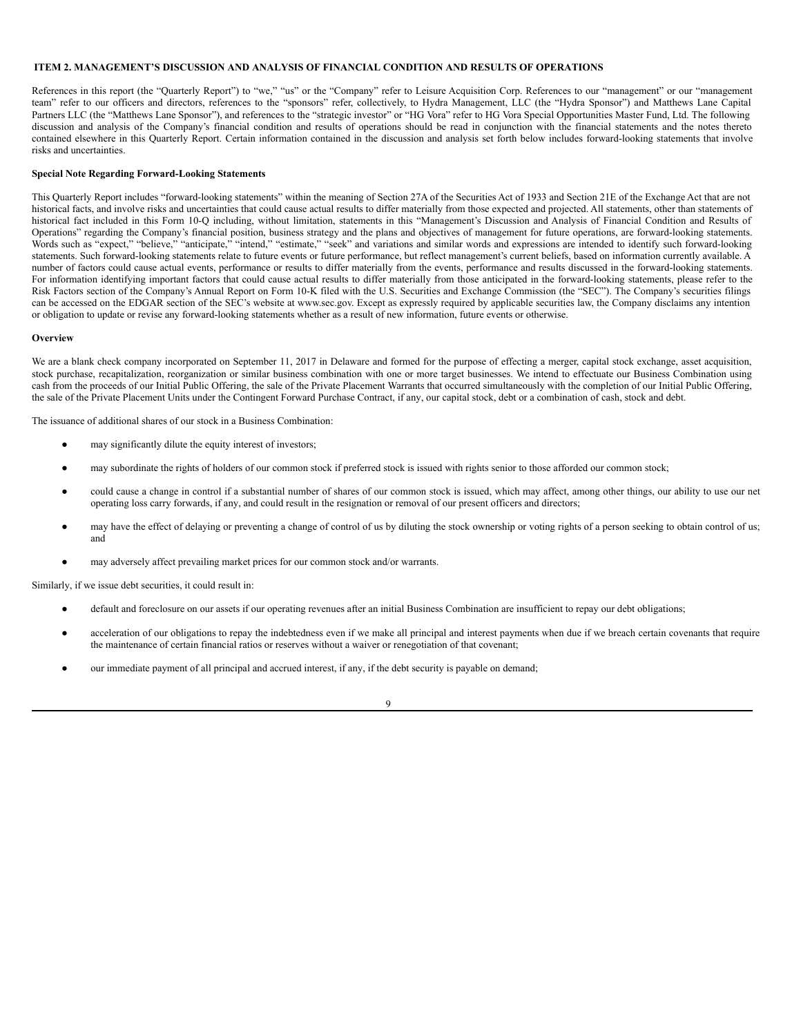## ITEM 2. MANAGEMENT'S DISCUSSION AND ANALYSIS OF FINANCIAL CONDITION AND RESULTS OF OPERATIONS

References in this report (the "Quarterly Report") to "we," "us" or the "Company" refer to Leisure Acquisition Corp. References to our "management" or our "management team" refer to our officers and directors, references to the "sponsors" refer, collectively, to Hydra Management, LLC (the "Hydra Sponsor") and Matthews Lane Capital Partners LLC (the "Matthews Lane Sponsor"), and references to the "strategic investor" or "HG Vora" refer to HG Vora Special Opportunities Master Fund, Ltd. The following discussion and analysis of the Company's financial condition and results of operations should be read in conjunction with the financial statements and the notes thereto contained elsewhere in this Quarterly Report. Certain information contained in the discussion and analysis set forth below includes forward-looking statements that involve risks and uncertainties.

**Special Note Regarding Forward-Looking Statements**

This Quarterly Report includes "forward-looking statements" within the meaning of Section 27A of the Securities Act of 1933 and Section 21E of the Exchange Act that are not historical facts, and involve risks and uncertainties that could cause actual results to differ materially from those expected and projected. All statements, other than statements of historical fact included in this Form 10-Q including, without limitation, statements in this "Management's Discussion and Analysis of Financial Condition and Results of Operations" regarding the Company's financial position, business strategy and the plans and objectives of management for future operations, are forward-looking statements. Words such as "expect," "believe," "anticipate," "intend," "estimate," "seek" and variations and similar words and expressions are intended to identify such forward-looking statements. Such forward-looking statements relate to future events or future performance, but reflect management's current beliefs, based on information currently available. A number of factors could cause actual events, performance or results to differ materially from the events, performance and results discussed in the forward-looking statements. For information identifying important factors that could cause actual results to differ materially from those anticipated in the forward-looking statements, please refer to the Risk Factors section of the Company's Annual Report on Form 10-K filed with the U.S. Securities and Exchange Commission (the "SEC"). The Company's securities filings can be accessed on the EDGAR section of the SEC's website at www.sec.gov. Except as expressly required by applicable securities law, the Company disclaims any intention or obligation to update or revise any forward-looking statements whether as a result of new information, future events or otherwise.

**Overview**

We are a blank check company incorporated on September 11, 2017 in Delaware and formed for the purpose of effecting a merger, capital stock exchange, asset acquisition, stock purchase, recapitalization, reorganization or similar business combination with one or more target businesses. We intend to effectuate our Business Combination using cash from the proceeds of our Initial Public Offering, the sale of the Private Placement Warrants that occurred simultaneously with the completion of our Initial Public Offering, the sale of the Private Placement Units under the Contingent Forward Purchase Contract, if any, our capital stock, debt or a combination of cash, stock and debt.

The issuance of additional shares of our stock in a Business Combination:

- may significantly dilute the equity interest of investors;
- may subordinate the rights of holders of our common stock if preferred stock is issued with rights senior to those afforded our common stock;
- could cause a change in control if a substantial number of shares of our common stock is issued, which may affect, among other things, our ability to use our net operating loss carry forwards, if any, and could result in the resignation or removal of our present officers and directors;
- may have the effect of delaying or preventing a change of control of us by diluting the stock ownership or voting rights of a person seeking to obtain control of us; and
- may adversely affect prevailing market prices for our common stock and/or warrants.

Similarly, if we issue debt securities, it could result in:

- default and foreclosure on our assets if our operating revenues after an initial Business Combination are insufficient to repay our debt obligations;
- acceleration of our obligations to repay the indebtedness even if we make all principal and interest payments when due if we breach certain covenants that require the maintenance of certain financial ratios or reserves without a waiver or renegotiation of that covenant;
- our immediate payment of all principal and accrued interest, if any, if the debt security is payable on demand;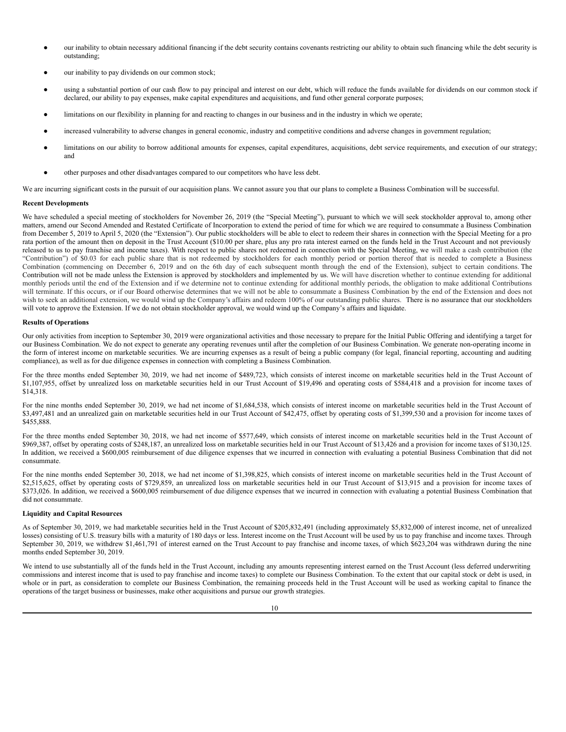- our inability to obtain necessary additional financing if the debt security contains covenants restricting our ability to obtain such financing while the debt security is outstanding;
- our inability to pay dividends on our common stock;
- using a substantial portion of our cash flow to pay principal and interest on our debt, which will reduce the funds available for dividends on our common stock if declared, our ability to pay expenses, make capital expenditures and acquisitions, and fund other general corporate purposes;
- limitations on our flexibility in planning for and reacting to changes in our business and in the industry in which we operate;
- increased vulnerability to adverse changes in general economic, industry and competitive conditions and adverse changes in government regulation;
- limitations on our ability to borrow additional amounts for expenses, capital expenditures, acquisitions, debt service requirements, and execution of our strategy; and
- other purposes and other disadvantages compared to our competitors who have less debt.

We are incurring significant costs in the pursuit of our acquisition plans. We cannot assure you that our plans to complete a Business Combination will be successful.

**Recent Developments**

We have scheduled a special meeting of stockholders for November 26, 2019 (the "Special Meeting"), pursuant to which we will seek stockholder approval to, among other matters, amend our Second Amended and Restated Certificate of Incorporation to extend the period of time for which we are required to consummate a Business Combination from December 5, 2019 to April 5, 2020 (the "Extension"). Our public stockholders will be able to elect to redeem their shares in connection with the Special Meeting for a pro rata portion of the amount then on deposit in the Trust Account ($10.00 per share, plus any pro rata interest earned on the funds held in the Trust Account and not previously released to us to pay franchise and income taxes). With respect to public shares not redeemed in connection with the Special Meeting, we will make a cash contribution (the "Contribution") of $0.03 for each public share that is not redeemed by stockholders for each monthly period or portion thereof that is needed to complete a Business Combination (commencing on December 6, 2019 and on the 6th day of each subsequent month through the end of the Extension), subject to certain conditions. The Contribution will not be made unless the Extension is approved by stockholders and implemented by us. We will have discretion whether to continue extending for additional monthly periods until the end of the Extension and if we determine not to continue extending for additional monthly periods, the obligation to make additional Contributions will terminate. If this occurs, or if our Board otherwise determines that we will not be able to consummate a Business Combination by the end of the Extension and does not wish to seek an additional extension, we would wind up the Company's affairs and redeem 100% of our outstanding public shares. There is no assurance that our stockholders will vote to approve the Extension. If we do not obtain stockholder approval, we would wind up the Company's affairs and liquidate.

**Results of Operations**

Our only activities from inception to September 30, 2019 were organizational activities and those necessary to prepare for the Initial Public Offering and identifying a target for our Business Combination. We do not expect to generate any operating revenues until after the completion of our Business Combination. We generate non-operating income in the form of interest income on marketable securities. We are incurring expenses as a result of being a public company (for legal, financial reporting, accounting and auditing compliance), as well as for due diligence expenses in connection with completing a Business Combination.

For the three months ended September 30, 2019, we had net income of $489,723, which consists of interest income on marketable securities held in the Trust Account of $1,107,955, offset by unrealized loss on marketable securities held in our Trust Account of $19,496 and operating costs of $584,418 and a provision for income taxes of $14,318.

For the nine months ended September 30, 2019, we had net income of $1,684,538, which consists of interest income on marketable securities held in the Trust Account of $3,497,481 and an unrealized gain on marketable securities held in our Trust Account of $42,475, offset by operating costs of $1,399,530 and a provision for income taxes of $455,888.

For the three months ended September 30, 2018, we had net income of $577,649, which consists of interest income on marketable securities held in the Trust Account of $969,387, offset by operating costs of $248,187, an unrealized loss on marketable securities held in our Trust Account of $13,426 and a provision for income taxes of $130,125. In addition, we received a $600,005 reimbursement of due diligence expenses that we incurred in connection with evaluating a potential Business Combination that did not consummate.

For the nine months ended September 30, 2018, we had net income of $1,398,825, which consists of interest income on marketable securities held in the Trust Account of $2,515,625, offset by operating costs of $729,859, an unrealized loss on marketable securities held in our Trust Account of $13,915 and a provision for income taxes of $373,026. In addition, we received a $600,005 reimbursement of due diligence expenses that we incurred in connection with evaluating a potential Business Combination that did not consummate.

**Liquidity and Capital Resources**

As of September 30, 2019, we had marketable securities held in the Trust Account of $205,832,491 (including approximately $5,832,000 of interest income, net of unrealized losses) consisting of U.S. treasury bills with a maturity of 180 days or less. Interest income on the Trust Account will be used by us to pay franchise and income taxes. Through September 30, 2019, we withdrew $1,461,791 of interest earned on the Trust Account to pay franchise and income taxes, of which $623,204 was withdrawn during the nine months ended September 30, 2019.

We intend to use substantially all of the funds held in the Trust Account, including any amounts representing interest earned on the Trust Account (less deferred underwriting commissions and interest income that is used to pay franchise and income taxes) to complete our Business Combination. To the extent that our capital stock or debt is used, in whole or in part, as consideration to complete our Business Combination, the remaining proceeds held in the Trust Account will be used as working capital to finance the operations of the target business or businesses, make other acquisitions and pursue our growth strategies.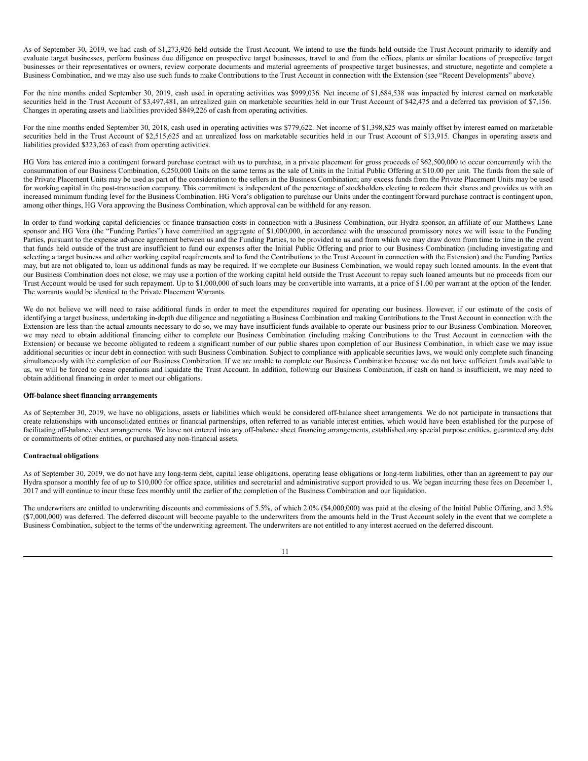As of September 30, 2019, we had cash of $1,273,926 held outside the Trust Account. We intend to use the funds held outside the Trust Account primarily to identify and evaluate target businesses, perform business due diligence on prospective target businesses, travel to and from the offices, plants or similar locations of prospective target businesses or their representatives or owners, review corporate documents and material agreements of prospective target businesses, and structure, negotiate and complete a Business Combination, and we may also use such funds to make Contributions to the Trust Account in connection with the Extension (see "Recent Developments" above).

For the nine months ended September 30, 2019, cash used in operating activities was $999,036. Net income of $1,684,538 was impacted by interest earned on marketable securities held in the Trust Account of $3,497,481, an unrealized gain on marketable securities held in our Trust Account of $42,475 and a deferred tax provision of $7,156. Changes in operating assets and liabilities provided $849,226 of cash from operating activities.

For the nine months ended September 30, 2018, cash used in operating activities was $779,622. Net income of $1,398,825 was mainly offset by interest earned on marketable securities held in the Trust Account of $2,515,625 and an unrealized loss on marketable securities held in our Trust Account of $13,915. Changes in operating assets and liabilities provided $323,263 of cash from operating activities.

HG Vora has entered into a contingent forward purchase contract with us to purchase, in a private placement for gross proceeds of $62,500,000 to occur concurrently with the consummation of our Business Combination, 6,250,000 Units on the same terms as the sale of Units in the Initial Public Offering at $10.00 per unit. The funds from the sale of the Private Placement Units may be used as part of the consideration to the sellers in the Business Combination; any excess funds from the Private Placement Units may be used for working capital in the post-transaction company. This commitment is independent of the percentage of stockholders electing to redeem their shares and provides us with an increased minimum funding level for the Business Combination. HG Vora's obligation to purchase our Units under the contingent forward purchase contract is contingent upon, among other things, HG Vora approving the Business Combination, which approval can be withheld for any reason.

In order to fund working capital deficiencies or finance transaction costs in connection with a Business Combination, our Hydra sponsor, an affiliate of our Matthews Lane sponsor and HG Vora (the "Funding Parties") have committed an aggregate of $1,000,000, in accordance with the unsecured promissory notes we will issue to the Funding Parties, pursuant to the expense advance agreement between us and the Funding Parties, to be provided to us and from which we may draw down from time to time in the event that funds held outside of the trust are insufficient to fund our expenses after the Initial Public Offering and prior to our Business Combination (including investigating and selecting a target business and other working capital requirements and to fund the Contributions to the Trust Account in connection with the Extension) and the Funding Parties may, but are not obligated to, loan us additional funds as may be required. If we complete our Business Combination, we would repay such loaned amounts. In the event that our Business Combination does not close, we may use a portion of the working capital held outside the Trust Account to repay such loaned amounts but no proceeds from our Trust Account would be used for such repayment. Up to $1,000,000 of such loans may be convertible into warrants, at a price of $1.00 per warrant at the option of the lender. The warrants would be identical to the Private Placement Warrants.

We do not believe we will need to raise additional funds in order to meet the expenditures required for operating our business. However, if our estimate of the costs of identifying a target business, undertaking in-depth due diligence and negotiating a Business Combination and making Contributions to the Trust Account in connection with the Extension are less than the actual amounts necessary to do so, we may have insufficient funds available to operate our business prior to our Business Combination. Moreover, we may need to obtain additional financing either to complete our Business Combination (including making Contributions to the Trust Account in connection with the Extension) or because we become obligated to redeem a significant number of our public shares upon completion of our Business Combination, in which case we may issue additional securities or incur debt in connection with such Business Combination. Subject to compliance with applicable securities laws, we would only complete such financing simultaneously with the completion of our Business Combination. If we are unable to complete our Business Combination because we do not have sufficient funds available to us, we will be forced to cease operations and liquidate the Trust Account. In addition, following our Business Combination, if cash on hand is insufficient, we may need to obtain additional financing in order to meet our obligations.

**Off-balance sheet financing arrangements**

As of September 30, 2019, we have no obligations, assets or liabilities which would be considered off-balance sheet arrangements. We do not participate in transactions that create relationships with unconsolidated entities or financial partnerships, often referred to as variable interest entities, which would have been established for the purpose of facilitating off-balance sheet arrangements. We have not entered into any off-balance sheet financing arrangements, established any special purpose entities, guaranteed any debt or commitments of other entities, or purchased any non-financial assets.

**Contractual obligations**

As of September 30, 2019, we do not have any long-term debt, capital lease obligations, operating lease obligations or long-term liabilities, other than an agreement to pay our Hydra sponsor a monthly fee of up to $10,000 for office space, utilities and secretarial and administrative support provided to us. We began incurring these fees on December 1, 2017 and will continue to incur these fees monthly until the earlier of the completion of the Business Combination and our liquidation.

The underwriters are entitled to underwriting discounts and commissions of 5.5%, of which 2.0% ($4,000,000) was paid at the closing of the Initial Public Offering, and 3.5% ($7,000,000) was deferred. The deferred discount will become payable to the underwriters from the amounts held in the Trust Account solely in the event that we complete a Business Combination, subject to the terms of the underwriting agreement. The underwriters are not entitled to any interest accrued on the deferred discount.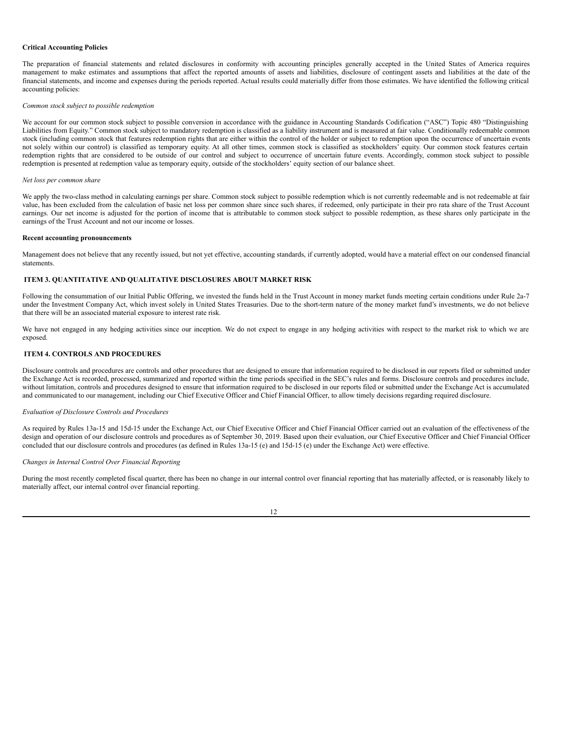**Critical Accounting Policies**

The preparation of financial statements and related disclosures in conformity with accounting principles generally accepted in the United States of America requires management to make estimates and assumptions that affect the reported amounts of assets and liabilities, disclosure of contingent assets and liabilities at the date of the financial statements, and income and expenses during the periods reported. Actual results could materially differ from those estimates. We have identified the following critical accounting policies:

*Common stock subject to possible redemption*

We account for our common stock subject to possible conversion in accordance with the guidance in Accounting Standards Codification ("ASC") Topic 480 "Distinguishing Liabilities from Equity." Common stock subject to mandatory redemption is classified as a liability instrument and is measured at fair value. Conditionally redeemable common stock (including common stock that features redemption rights that are either within the control of the holder or subject to redemption upon the occurrence of uncertain events not solely within our control) is classified as temporary equity. At all other times, common stock is classified as stockholders' equity. Our common stock features certain redemption rights that are considered to be outside of our control and subject to occurrence of uncertain future events. Accordingly, common stock subject to possible redemption is presented at redemption value as temporary equity, outside of the stockholders' equity section of our balance sheet.

*Net loss per common share*

We apply the two-class method in calculating earnings per share. Common stock subject to possible redemption which is not currently redeemable and is not redeemable at fair value, has been excluded from the calculation of basic net loss per common share since such shares, if redeemed, only participate in their pro rata share of the Trust Account earnings. Our net income is adjusted for the portion of income that is attributable to common stock subject to possible redemption, as these shares only participate in the earnings of the Trust Account and not our income or losses.

**Recent accounting pronouncements**

Management does not believe that any recently issued, but not yet effective, accounting standards, if currently adopted, would have a material effect on our condensed financial statements.

## ITEM 3. QUANTITATIVE AND QUALITATIVE DISCLOSURES ABOUT MARKET RISK

Following the consummation of our Initial Public Offering, we invested the funds held in the Trust Account in money market funds meeting certain conditions under Rule 2a-7 under the Investment Company Act, which invest solely in United States Treasuries. Due to the short-term nature of the money market fund's investments, we do not believe that there will be an associated material exposure to interest rate risk.

We have not engaged in any hedging activities since our inception. We do not expect to engage in any hedging activities with respect to the market risk to which we are exposed.

## ITEM 4. CONTROLS AND PROCEDURES

Disclosure controls and procedures are controls and other procedures that are designed to ensure that information required to be disclosed in our reports filed or submitted under the Exchange Act is recorded, processed, summarized and reported within the time periods specified in the SEC's rules and forms. Disclosure controls and procedures include, without limitation, controls and procedures designed to ensure that information required to be disclosed in our reports filed or submitted under the Exchange Act is accumulated and communicated to our management, including our Chief Executive Officer and Chief Financial Officer, to allow timely decisions regarding required disclosure.

*Evaluation of Disclosure Controls and Procedures*

As required by Rules 13a-15 and 15d-15 under the Exchange Act, our Chief Executive Officer and Chief Financial Officer carried out an evaluation of the effectiveness of the design and operation of our disclosure controls and procedures as of September 30, 2019. Based upon their evaluation, our Chief Executive Officer and Chief Financial Officer concluded that our disclosure controls and procedures (as defined in Rules 13a-15 (e) and 15d-15 (e) under the Exchange Act) were effective.

*Changes in Internal Control Over Financial Reporting*

During the most recently completed fiscal quarter, there has been no change in our internal control over financial reporting that has materially affected, or is reasonably likely to materially affect, our internal control over financial reporting.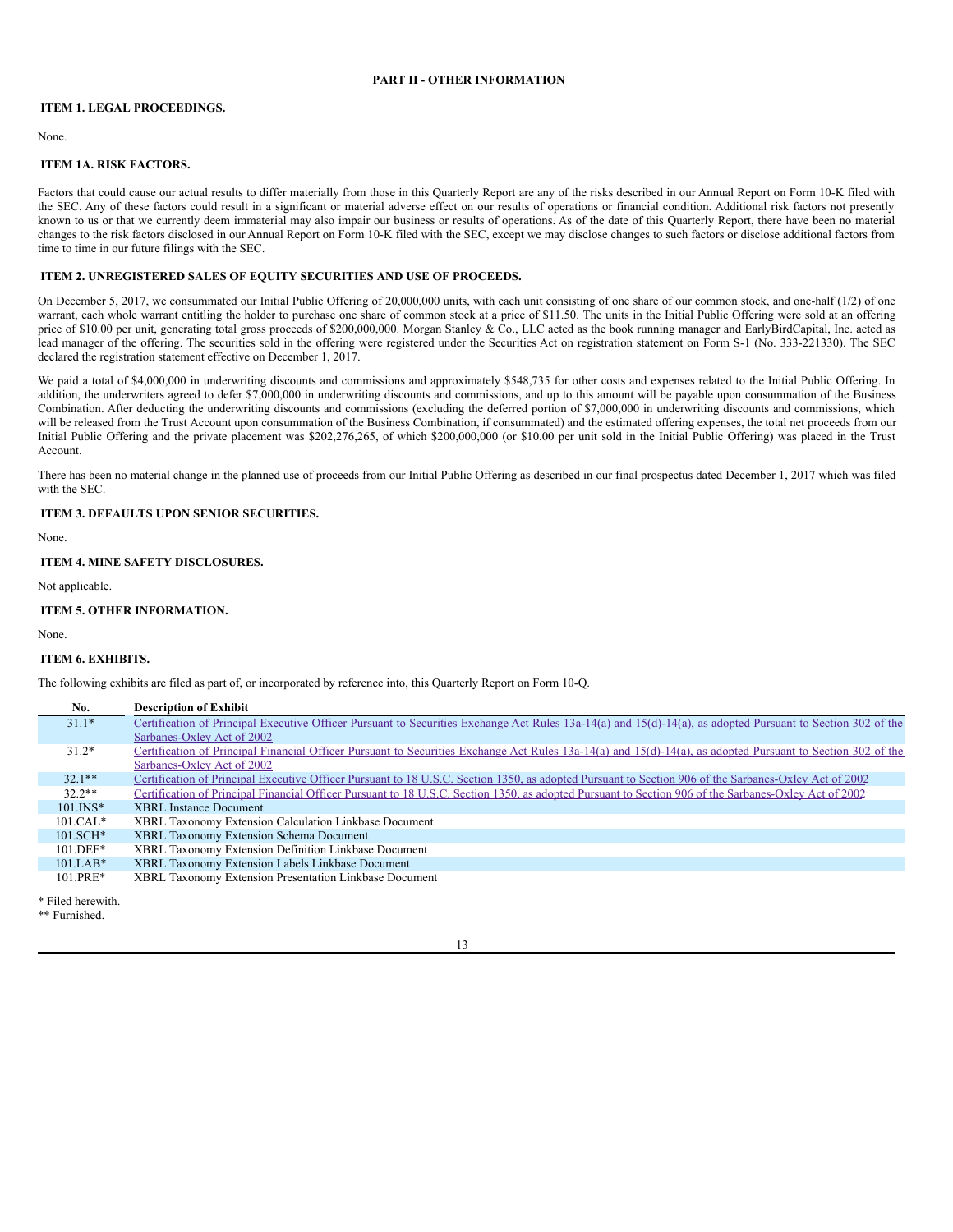## PART II - OTHER INFORMATION

### ITEM 1. LEGAL PROCEEDINGS.

None.

### ITEM 1A. RISK FACTORS.

Factors that could cause our actual results to differ materially from those in this Quarterly Report are any of the risks described in our Annual Report on Form 10-K filed with the SEC. Any of these factors could result in a significant or material adverse effect on our results of operations or financial condition. Additional risk factors not presently known to us or that we currently deem immaterial may also impair our business or results of operations. As of the date of this Quarterly Report, there have been no material changes to the risk factors disclosed in our Annual Report on Form 10-K filed with the SEC, except we may disclose changes to such factors or disclose additional factors from time to time in our future filings with the SEC.

### ITEM 2. UNREGISTERED SALES OF EQUITY SECURITIES AND USE OF PROCEEDS.

On December 5, 2017, we consummated our Initial Public Offering of 20,000,000 units, with each unit consisting of one share of our common stock, and one-half (1/2) of one warrant, each whole warrant entitling the holder to purchase one share of common stock at a price of $11.50. The units in the Initial Public Offering were sold at an offering price of $10.00 per unit, generating total gross proceeds of $200,000,000. Morgan Stanley & Co., LLC acted as the book running manager and EarlyBirdCapital, Inc. acted as lead manager of the offering. The securities sold in the offering were registered under the Securities Act on registration statement on Form S-1 (No. 333-221330). The SEC declared the registration statement effective on December 1, 2017.

We paid a total of $4,000,000 in underwriting discounts and commissions and approximately $548,735 for other costs and expenses related to the Initial Public Offering. In addition, the underwriters agreed to defer $7,000,000 in underwriting discounts and commissions, and up to this amount will be payable upon consummation of the Business Combination. After deducting the underwriting discounts and commissions (excluding the deferred portion of $7,000,000 in underwriting discounts and commissions, which will be released from the Trust Account upon consummation of the Business Combination, if consummated) and the estimated offering expenses, the total net proceeds from our Initial Public Offering and the private placement was $202,276,265, of which $200,000,000 (or $10.00 per unit sold in the Initial Public Offering) was placed in the Trust Account.

There has been no material change in the planned use of proceeds from our Initial Public Offering as described in our final prospectus dated December 1, 2017 which was filed with the SEC.

### ITEM 3. DEFAULTS UPON SENIOR SECURITIES.

None.

### ITEM 4. MINE SAFETY DISCLOSURES.

Not applicable.

### ITEM 5. OTHER INFORMATION.

None.

### ITEM 6. EXHIBITS.

The following exhibits are filed as part of, or incorporated by reference into, this Quarterly Report on Form 10-Q.

| No. | Description of Exhibit |
|---|---|
| 31.1* | Certification of Principal Executive Officer Pursuant to Securities Exchange Act Rules 13a-14(a) and 15(d)-14(a), as adopted Pursuant to Section 302 of the Sarbanes-Oxley Act of 2002 |
| 31.2* | Certification of Principal Financial Officer Pursuant to Securities Exchange Act Rules 13a-14(a) and 15(d)-14(a), as adopted Pursuant to Section 302 of the Sarbanes-Oxley Act of 2002 |
| 32.1** | Certification of Principal Executive Officer Pursuant to 18 U.S.C. Section 1350, as adopted Pursuant to Section 906 of the Sarbanes-Oxley Act of 2002 |
| 32.2** | Certification of Principal Financial Officer Pursuant to 18 U.S.C. Section 1350, as adopted Pursuant to Section 906 of the Sarbanes-Oxley Act of 2002 |
| 101.INS* | XBRL Instance Document |
| 101.CAL* | XBRL Taxonomy Extension Calculation Linkbase Document |
| 101.SCH* | XBRL Taxonomy Extension Schema Document |
| 101.DEF* | XBRL Taxonomy Extension Definition Linkbase Document |
| 101.LAB* | XBRL Taxonomy Extension Labels Linkbase Document |
| 101.PRE* | XBRL Taxonomy Extension Presentation Linkbase Document |

* Filed herewith.
** Furnished.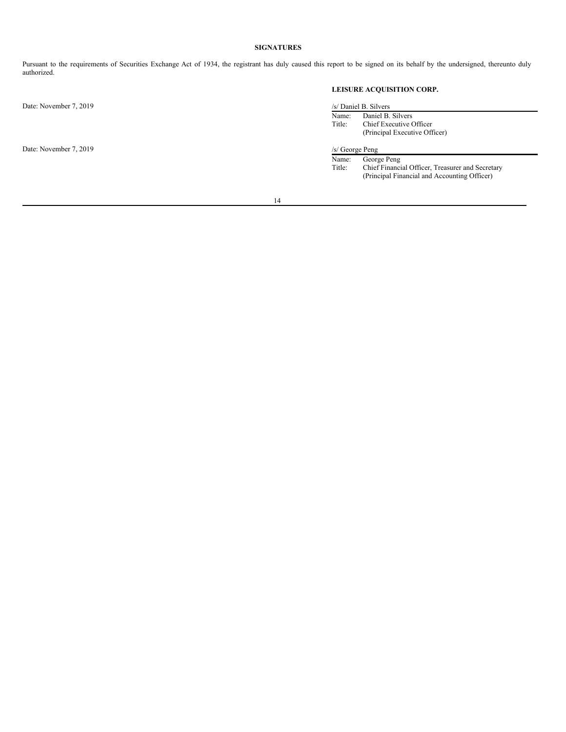## SIGNATURES

Pursuant to the requirements of Securities Exchange Act of 1934, the registrant has duly caused this report to be signed on its behalf by the undersigned, thereunto duly authorized.

**LEISURE ACQUISITION CORP.**

Date: November 7, 2019

/s/ Daniel B. Silvers

Name: Daniel B. Silvers
Title: Chief Executive Officer
(Principal Executive Officer)

Date: November 7, 2019

/s/ George Peng

Name: George Peng
Title: Chief Financial Officer, Treasurer and Secretary
(Principal Financial and Accounting Officer)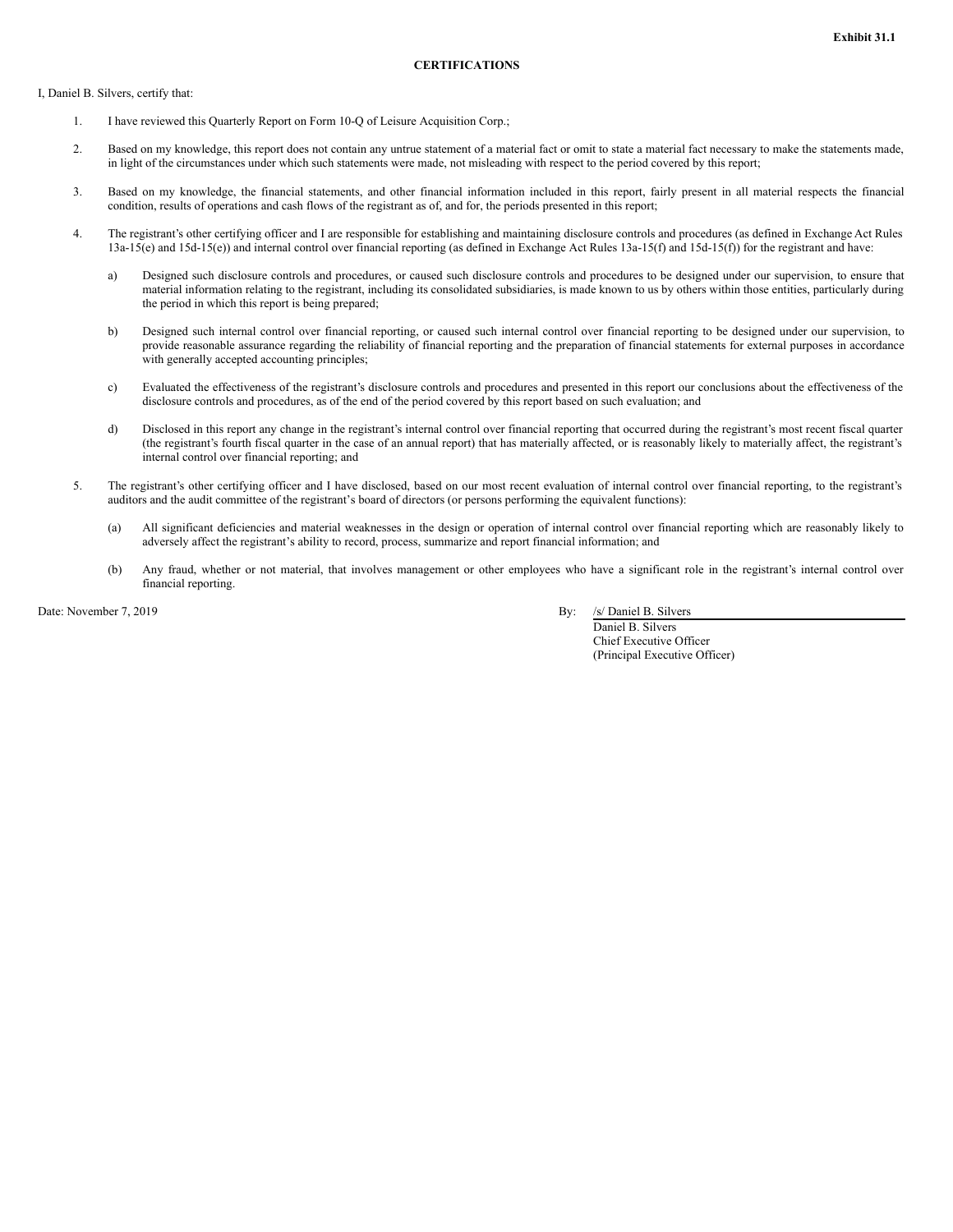**Exhibit 31.1**

**CERTIFICATIONS**

I, Daniel B. Silvers, certify that:

1. I have reviewed this Quarterly Report on Form 10-Q of Leisure Acquisition Corp.;

2. Based on my knowledge, this report does not contain any untrue statement of a material fact or omit to state a material fact necessary to make the statements made, in light of the circumstances under which such statements were made, not misleading with respect to the period covered by this report;

3. Based on my knowledge, the financial statements, and other financial information included in this report, fairly present in all material respects the financial condition, results of operations and cash flows of the registrant as of, and for, the periods presented in this report;

4. The registrant's other certifying officer and I are responsible for establishing and maintaining disclosure controls and procedures (as defined in Exchange Act Rules 13a-15(e) and 15d-15(e)) and internal control over financial reporting (as defined in Exchange Act Rules 13a-15(f) and 15d-15(f)) for the registrant and have:

   a) Designed such disclosure controls and procedures, or caused such disclosure controls and procedures to be designed under our supervision, to ensure that material information relating to the registrant, including its consolidated subsidiaries, is made known to us by others within those entities, particularly during the period in which this report is being prepared;

   b) Designed such internal control over financial reporting, or caused such internal control over financial reporting to be designed under our supervision, to provide reasonable assurance regarding the reliability of financial reporting and the preparation of financial statements for external purposes in accordance with generally accepted accounting principles;

   c) Evaluated the effectiveness of the registrant's disclosure controls and procedures and presented in this report our conclusions about the effectiveness of the disclosure controls and procedures, as of the end of the period covered by this report based on such evaluation; and

   d) Disclosed in this report any change in the registrant's internal control over financial reporting that occurred during the registrant's most recent fiscal quarter (the registrant's fourth fiscal quarter in the case of an annual report) that has materially affected, or is reasonably likely to materially affect, the registrant's internal control over financial reporting; and

5. The registrant's other certifying officer and I have disclosed, based on our most recent evaluation of internal control over financial reporting, to the registrant's auditors and the audit committee of the registrant's board of directors (or persons performing the equivalent functions):

   (a) All significant deficiencies and material weaknesses in the design or operation of internal control over financial reporting which are reasonably likely to adversely affect the registrant's ability to record, process, summarize and report financial information; and

   (b) Any fraud, whether or not material, that involves management or other employees who have a significant role in the registrant's internal control over financial reporting.

Date: November 7, 2019

By: /s/ Daniel B. Silvers
Daniel B. Silvers
Chief Executive Officer
(Principal Executive Officer)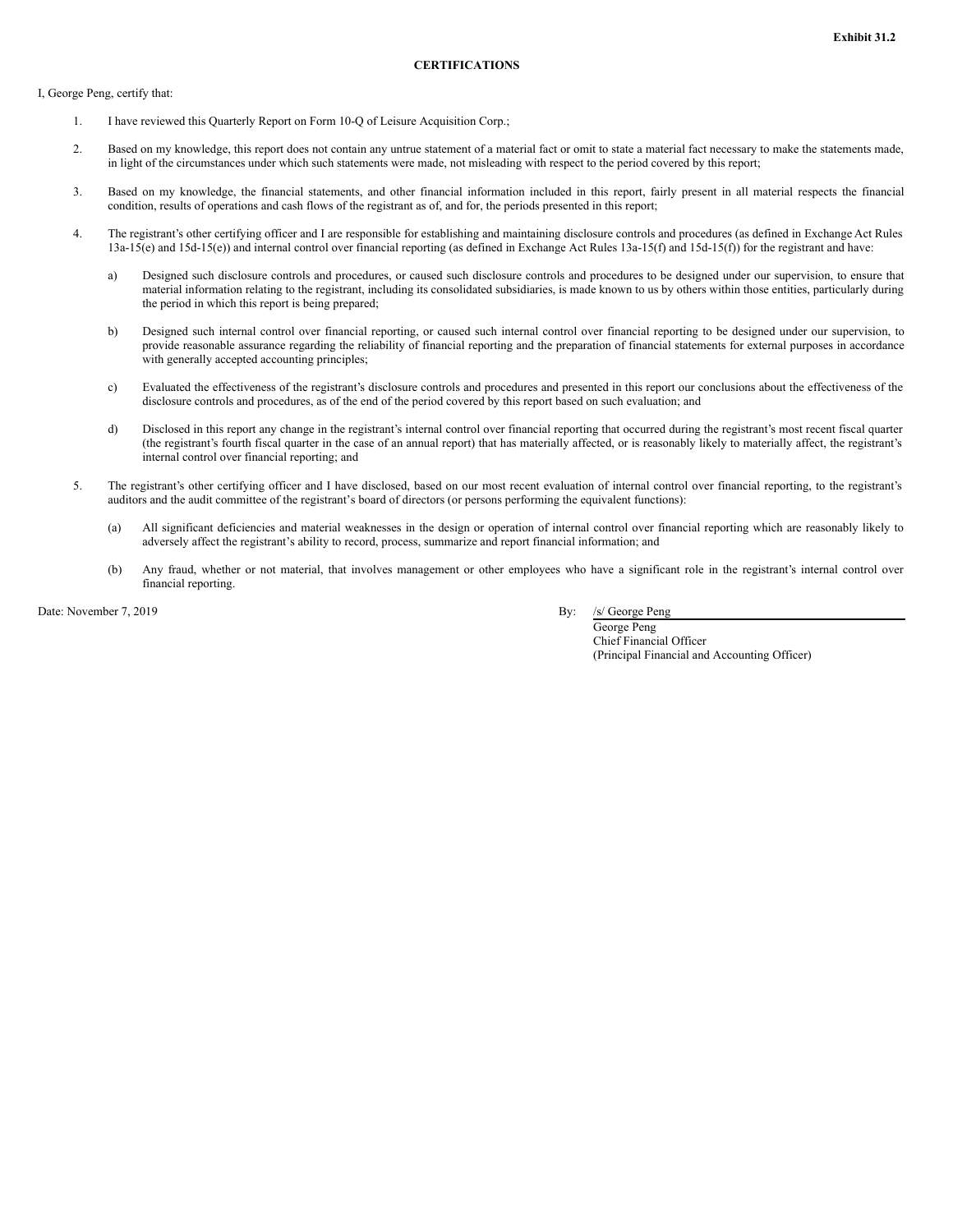**Exhibit 31.2**

**CERTIFICATIONS**

I, George Peng, certify that:

1. I have reviewed this Quarterly Report on Form 10-Q of Leisure Acquisition Corp.;

2. Based on my knowledge, this report does not contain any untrue statement of a material fact or omit to state a material fact necessary to make the statements made, in light of the circumstances under which such statements were made, not misleading with respect to the period covered by this report;

3. Based on my knowledge, the financial statements, and other financial information included in this report, fairly present in all material respects the financial condition, results of operations and cash flows of the registrant as of, and for, the periods presented in this report;

4. The registrant's other certifying officer and I are responsible for establishing and maintaining disclosure controls and procedures (as defined in Exchange Act Rules 13a-15(e) and 15d-15(e)) and internal control over financial reporting (as defined in Exchange Act Rules 13a-15(f) and 15d-15(f)) for the registrant and have:

   a) Designed such disclosure controls and procedures, or caused such disclosure controls and procedures to be designed under our supervision, to ensure that material information relating to the registrant, including its consolidated subsidiaries, is made known to us by others within those entities, particularly during the period in which this report is being prepared;

   b) Designed such internal control over financial reporting, or caused such internal control over financial reporting to be designed under our supervision, to provide reasonable assurance regarding the reliability of financial reporting and the preparation of financial statements for external purposes in accordance with generally accepted accounting principles;

   c) Evaluated the effectiveness of the registrant's disclosure controls and procedures and presented in this report our conclusions about the effectiveness of the disclosure controls and procedures, as of the end of the period covered by this report based on such evaluation; and

   d) Disclosed in this report any change in the registrant's internal control over financial reporting that occurred during the registrant's most recent fiscal quarter (the registrant's fourth fiscal quarter in the case of an annual report) that has materially affected, or is reasonably likely to materially affect, the registrant's internal control over financial reporting; and

5. The registrant's other certifying officer and I have disclosed, based on our most recent evaluation of internal control over financial reporting, to the registrant's auditors and the audit committee of the registrant's board of directors (or persons performing the equivalent functions):

   (a) All significant deficiencies and material weaknesses in the design or operation of internal control over financial reporting which are reasonably likely to adversely affect the registrant's ability to record, process, summarize and report financial information; and

   (b) Any fraud, whether or not material, that involves management or other employees who have a significant role in the registrant's internal control over financial reporting.

Date: November 7, 2019

By: /s/ George Peng
George Peng
Chief Financial Officer
(Principal Financial and Accounting Officer)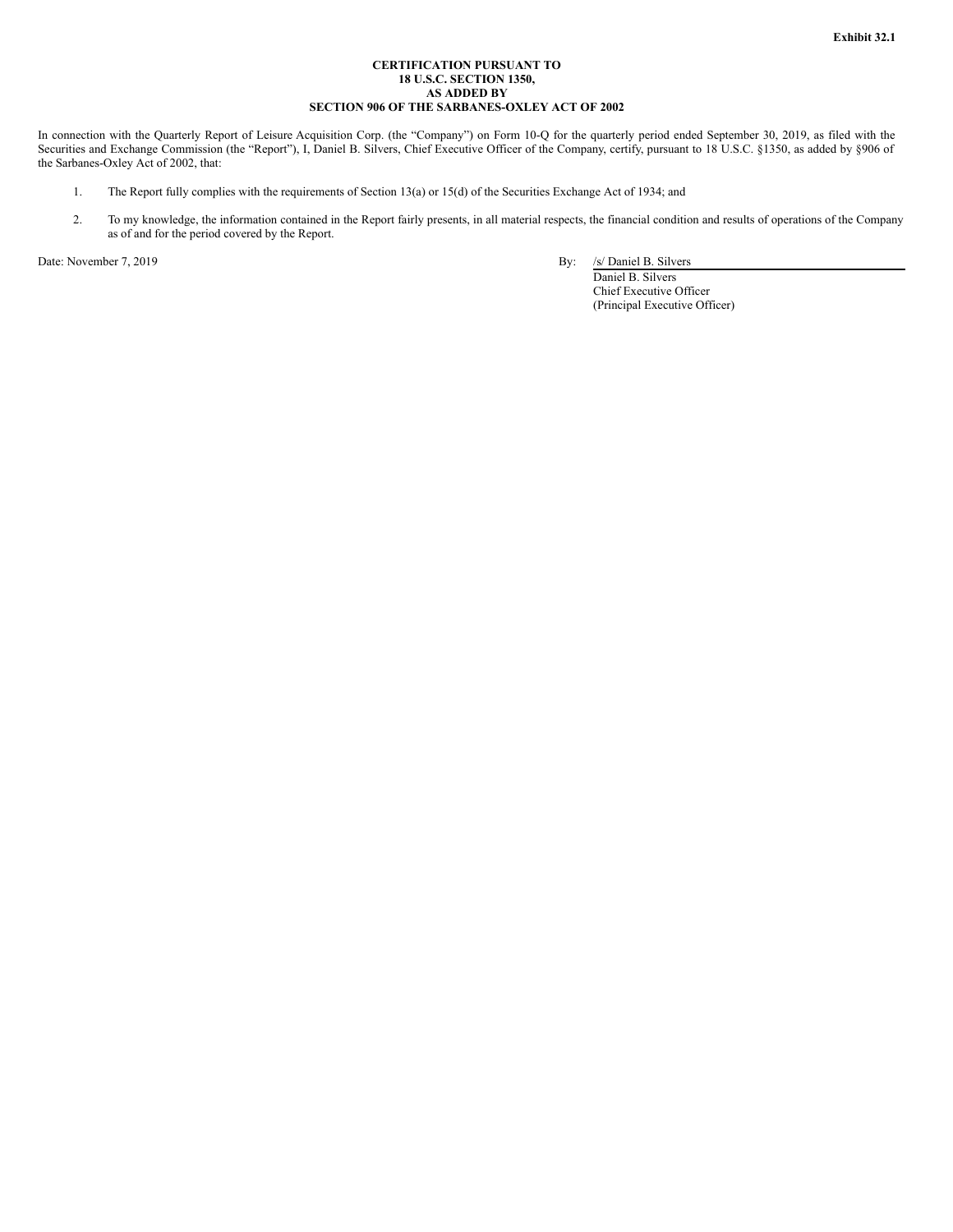**Exhibit 32.1**

**CERTIFICATION PURSUANT TO**
**18 U.S.C. SECTION 1350,**
**AS ADDED BY**
**SECTION 906 OF THE SARBANES-OXLEY ACT OF 2002**

In connection with the Quarterly Report of Leisure Acquisition Corp. (the "Company") on Form 10-Q for the quarterly period ended September 30, 2019, as filed with the Securities and Exchange Commission (the "Report"), I, Daniel B. Silvers, Chief Executive Officer of the Company, certify, pursuant to 18 U.S.C. §1350, as added by §906 of the Sarbanes-Oxley Act of 2002, that:

1. The Report fully complies with the requirements of Section 13(a) or 15(d) of the Securities Exchange Act of 1934; and

2. To my knowledge, the information contained in the Report fairly presents, in all material respects, the financial condition and results of operations of the Company as of and for the period covered by the Report.

Date: November 7, 2019

By: /s/ Daniel B. Silvers
Daniel B. Silvers
Chief Executive Officer
(Principal Executive Officer)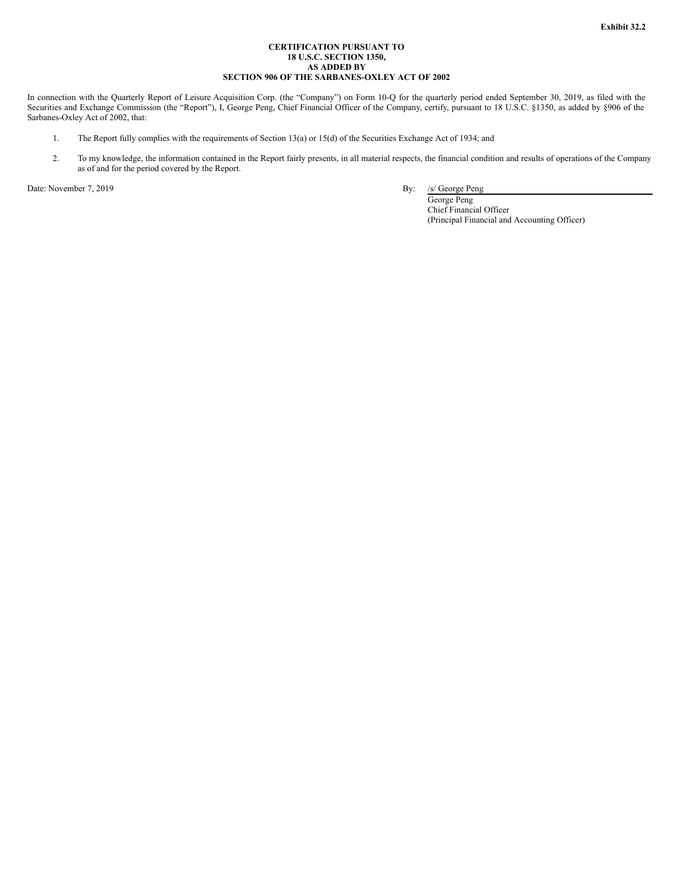**Exhibit 32.2**

**CERTIFICATION PURSUANT TO**
**18 U.S.C. SECTION 1350,**
**AS ADDED BY**
**SECTION 906 OF THE SARBANES-OXLEY ACT OF 2002**

In connection with the Quarterly Report of Leisure Acquisition Corp. (the "Company") on Form 10-Q for the quarterly period ended September 30, 2019, as filed with the Securities and Exchange Commission (the "Report"), I, George Peng, Chief Financial Officer of the Company, certify, pursuant to 18 U.S.C. §1350, as added by §906 of the Sarbanes-Oxley Act of 2002, that:

1. The Report fully complies with the requirements of Section 13(a) or 15(d) of the Securities Exchange Act of 1934; and

2. To my knowledge, the information contained in the Report fairly presents, in all material respects, the financial condition and results of operations of the Company as of and for the period covered by the Report.

Date: November 7, 2019

By: /s/ George Peng
George Peng
Chief Financial Officer
(Principal Financial and Accounting Officer)